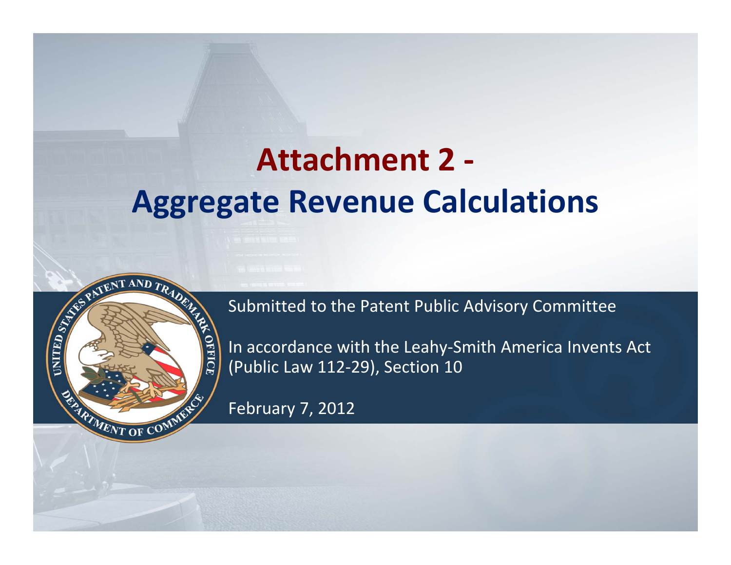# Attachment 2 - Aggregate Revenue Calculations

Submitted to the Patent Public Advisory Committee

In accordance with the Leahy-Smith America Invents Act (Public Law 112-29), Section 10

February 7, 2012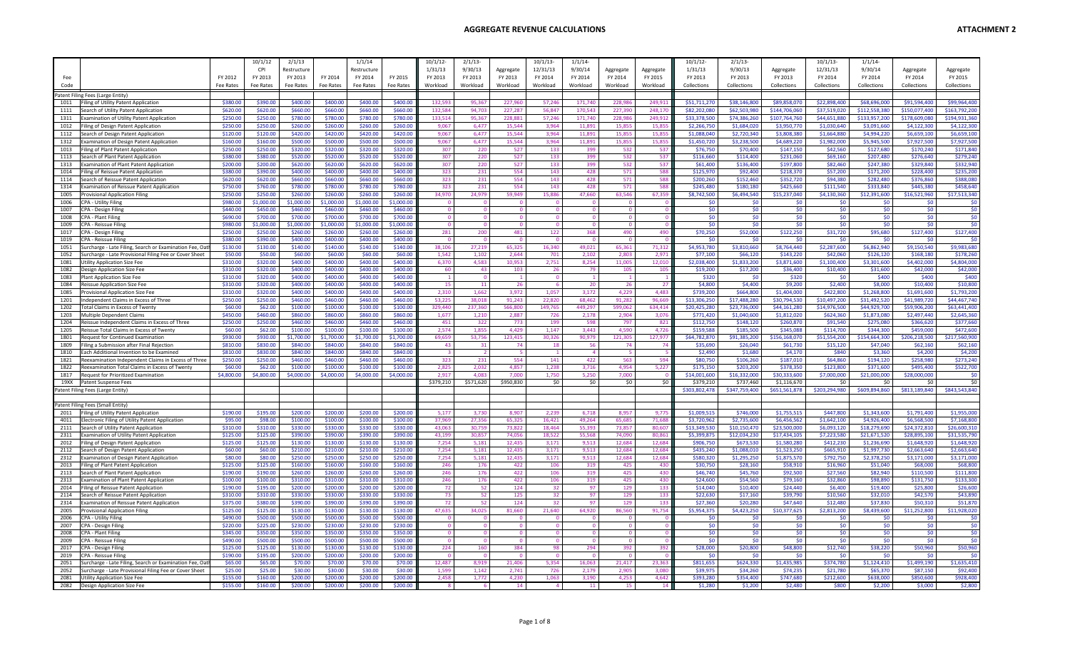# AGGREGATE REVENUE CALCULATIONS

ATTACHMENT 2

| Fee Code | | FY 2012 Fee Rates | 10/1/12 CPI FY 2013 Fee Rates | 2/1/13 Restructure FY 2013 Fee Rates | FY 2014 Fee Rates | 1/1/14 Restructure FY 2014 Fee Rates | FY 2015 Fee Rates | 10/1/12-1/31/13 FY 2013 Workload | 2/1/13-9/30/13 FY 2013 Workload | Aggregate FY 2013 Workload | 10/1/13-12/31/13 FY 2014 Workload | 1/1/14-9/30/14 FY 2014 Workload | Aggregate FY 2014 Workload | Aggregate FY 2015 Workload | 10/1/12-1/31/13 FY 2013 Collections | 2/1/13-9/30/13 FY 2013 Collections | Aggregate FY 2013 Collections | 10/1/13-12/31/13 FY 2014 Collections | 1/1/14-9/30/14 FY 2014 Collections | Aggregate FY 2014 Collections | Aggregate FY 2015 Collections |
|---|---|---|---|---|---|---|---|---|---|---|---|---|---|---|---|---|---|---|---|---|---|
| Patent Filing Fees (Large Entity) | | | | | | | | | | | | | | | | | | | | | |
| 1011 | Filing of Utility Patent Application | $380.00 | $390.00 | $400.00 | $400.00 | $400.00 | $400.00 | 132,593 | 95,367 | 227,960 | 57,246 | 171,740 | 228,986 | 249,911 | $51,711,270 | $38,146,800 | $89,858,070 | $22,898,400 | $68,696,000 | $91,594,400 | $99,964,400 |
| 1111 | Search of Utility Patent Application | $620.00 | $620.00 | $660.00 | $660.00 | $660.00 | $660.00 | 132,584 | 94,703 | 227,287 | 56,847 | 170,543 | 227,390 | 248,170 | $82,202,080 | $62,503,980 | $144,706,060 | $37,519,020 | $112,558,380 | $150,077,400 | $163,792,200 |
| 1311 | Examination of Utility Patent Application | $250.00 | $250.00 | $780.00 | $780.00 | $780.00 | $780.00 | 133,514 | 95,367 | 228,881 | 57,246 | 171,740 | 228,986 | 249,912 | $33,378,500 | $74,386,260 | $107,764,760 | $44,651,880 | $133,957,200 | $178,609,080 | $194,931,360 |
| 1012 | Filing of Design Patent Application | $250.00 | $250.00 | $260.00 | $260.00 | $260.00 | $260.00 | 9,067 | 6,477 | 15,544 | 3,964 | 11,891 | 15,855 | 15,855 | $2,266,750 | $1,684,020 | $3,950,770 | $1,030,640 | $3,091,660 | $4,122,300 | $4,122,300 |
| 1112 | Search of Design Patent Application | $120.00 | $120.00 | $420.00 | $420.00 | $420.00 | $420.00 | 9,067 | 6,477 | 15,544 | 3,964 | 11,891 | 15,855 | 15,855 | $1,088,040 | $2,720,340 | $3,808,380 | $1,664,880 | $4,994,220 | $6,659,100 | $6,659,100 |
| 1312 | Examination of Design Patent Application | $160.00 | $160.00 | $500.00 | $500.00 | $500.00 | $500.00 | 9,067 | 6,477 | 15,544 | 3,964 | 11,891 | 15,855 | 15,855 | $1,450,720 | $3,238,500 | $4,689,220 | $1,982,000 | $5,945,500 | $7,927,500 | $7,927,500 |
| 1013 | Filing of Plant Patent Application | $160.00 | $160.00 | $320.00 | $320.00 | $320.00 | $320.00 | 307 | 220 | 527 | 133 | 399 | 532 | 537 | $76,750 | $70,400 | $147,150 | $42,560 | $127,680 | $170,240 | $171,840 |
| 1113 | Search of Plant Patent Application | $380.00 | $380.00 | $520.00 | $520.00 | $520.00 | $520.00 | 307 | 220 | 527 | 133 | 399 | 532 | 537 | $116,660 | $114,400 | $231,060 | $69,160 | $207,480 | $276,640 | $279,240 |
| 1313 | Examination of Plant Patent Application | $200.00 | $200.00 | $620.00 | $620.00 | $620.00 | $620.00 | 307 | 220 | 527 | 133 | 399 | 532 | 537 | $61,400 | $136,400 | $197,800 | $82,460 | $247,380 | $329,840 | $332,940 |
| 1014 | Filing of Reissue Patent Application | $380.00 | $390.00 | $400.00 | $400.00 | $400.00 | $400.00 | 323 | 231 | 554 | 143 | 428 | 571 | 588 | $125,970 | $92,400 | $218,370 | $57,200 | $171,200 | $228,400 | $235,200 |
| 1114 | Search of Reissue Patent Application | $620.00 | $620.00 | $660.00 | $660.00 | $660.00 | $660.00 | 323 | 231 | 554 | 143 | 428 | 571 | 588 | $200,260 | $152,460 | $352,720 | $94,380 | $282,480 | $376,860 | $388,080 |
| 1314 | Examination of Reissue Patent Application | $750.00 | $760.00 | $780.00 | $780.00 | $780.00 | $780.00 | 323 | 231 | 554 | 143 | 428 | 571 | 588 | $245,480 | $180,180 | $425,660 | $111,540 | $333,840 | $445,380 | $458,640 |
| 1005 | Provisional Application Filing | $250.00 | $250.00 | $260.00 | $260.00 | $260.00 | $260.00 | 34,970 | 24,979 | 59,949 | 15,886 | 47,660 | 63,546 | 67,359 | $8,742,500 | $6,494,540 | $15,237,040 | $4,130,360 | $12,391,600 | $16,521,960 | $17,513,340 |
| 1006 | CPA - Utility Filing | $980.00 | $1,000.00 | $1,000.00 | $1,000.00 | $1,000.00 | $1,000.00 | 0 | 0 | 0 | 0 | 0 | 0 | 0 | $0 | $0 | $0 | $0 | $0 | $0 | $0 |
| 1007 | CPA - Design Filing | $440.00 | $450.00 | $460.00 | $460.00 | $460.00 | $460.00 | 0 | 0 | 0 | 0 | 0 | 0 | 0 | $0 | $0 | $0 | $0 | $0 | $0 | $0 |
| 1008 | CPA - Plant Filing | $690.00 | $700.00 | $700.00 | $700.00 | $700.00 | $700.00 | 0 | 0 | 0 | 0 | 0 | 0 | 0 | $0 | $0 | $0 | $0 | $0 | $0 | $0 |
| 1009 | CPA - Reissue Filing | $980.00 | $1,000.00 | $1,000.00 | $1,000.00 | $1,000.00 | $1,000.00 | 0 | 0 | 0 | 0 | 0 | 0 | 0 | $0 | $0 | $0 | $0 | $0 | $0 | $0 |
| 1017 | CPA - Design Filing | $250.00 | $250.00 | $260.00 | $260.00 | $260.00 | $260.00 | 281 | 200 | 481 | 122 | 368 | 490 | 490 | $70,250 | $52,000 | $122,250 | $31,720 | $95,680 | $127,400 | $127,400 |
| 1019 | CPA - Reissue Filing | $380.00 | $390.00 | $400.00 | $400.00 | $400.00 | $400.00 | 0 | 0 | 0 | 0 | 0 | 0 | 0 | $0 | $0 | $0 | $0 | $0 | $0 | $0 |
| 1051 | Surcharge - Late Filing, Search or Examination Fee, Oath | $130.00 | $130.00 | $140.00 | $140.00 | $140.00 | $140.00 | 38,106 | 27,219 | 65,325 | 16,340 | 49,021 | 65,361 | 71,312 | $4,953,780 | $3,810,660 | $8,764,440 | $2,287,600 | $6,862,940 | $9,150,540 | $9,983,680 |
| 1052 | Surcharge - Late Provisional Filing Fee or Cover Sheet | $50.00 | $50.00 | $60.00 | $60.00 | $60.00 | $60.00 | 1,542 | 1,102 | 2,644 | 701 | 2,102 | 2,803 | 2,971 | $77,100 | $66,120 | $143,220 | $42,060 | $126,120 | $168,180 | $178,260 |
| 1081 | Utility Application Size Fee | $310.00 | $320.00 | $400.00 | $400.00 | $400.00 | $400.00 | 6,370 | 4,583 | 10,953 | 2,751 | 8,254 | 11,005 | 12,010 | $2,038,400 | $1,833,200 | $3,871,600 | $1,100,400 | $3,301,600 | $4,402,000 | $4,804,000 |
| 1082 | Design Application Size Fee | $310.00 | $320.00 | $400.00 | $400.00 | $400.00 | $400.00 | 60 | 43 | 103 | 26 | 79 | 105 | 105 | $19,200 | $17,200 | $36,400 | $10,400 | $31,600 | $42,000 | $42,000 |
| 1083 | Plant Application Size Fee | $310.00 | $320.00 | $400.00 | $400.00 | $400.00 | $400.00 | 1 | 0 | 1 | 0 | 1 | 1 | 1 | $320 | $0 | $320 | $0 | $400 | $400 | $400 |
| 1084 | Reissue Application Size Fee | $310.00 | $320.00 | $400.00 | $400.00 | $400.00 | $400.00 | 15 | 11 | 26 | 6 | 20 | 26 | 27 | $4,800 | $4,400 | $9,200 | $2,400 | $8,000 | $10,400 | $10,800 |
| 1085 | Provisional Application Size Fee | $310.00 | $320.00 | $400.00 | $400.00 | $400.00 | $400.00 | 2,310 | 1,662 | 3,972 | 1,057 | 3,172 | 4,229 | 4,483 | $739,200 | $664,800 | $1,404,000 | $422,800 | $1,268,800 | $1,691,600 | $1,793,200 |
| 1201 | Independent Claims in Excess of Three | $250.00 | $250.00 | $460.00 | $460.00 | $460.00 | $460.00 | 53,225 | 38,018 | 91,243 | 22,820 | 68,462 | 91,282 | 96,669 | $13,306,250 | $17,488,280 | $30,794,530 | $10,497,200 | $31,492,520 | $41,989,720 | $44,467,740 |
| 1202 | Total Claims in Excess of Twenty | $60.00 | $62.00 | $100.00 | $100.00 | $100.00 | $100.00 | 329,440 | 237,360 | 566,800 | 149,765 | 449,297 | 599,062 | 634,414 | $20,425,280 | $23,736,000 | $44,161,280 | $14,976,500 | $44,929,700 | $59,906,200 | $63,441,400 |
| 1203 | Multiple Dependent Claims | $450.00 | $460.00 | $860.00 | $860.00 | $860.00 | $860.00 | 1,677 | 1,210 | 2,887 | 726 | 2,178 | 2,904 | 3,076 | $771,420 | $1,040,600 | $1,812,020 | $624,360 | $1,873,080 | $2,497,440 | $2,645,360 |
| 1204 | Reissue Independent Claims in Excess of Three | $250.00 | $250.00 | $460.00 | $460.00 | $460.00 | $460.00 | 451 | 322 | 773 | 199 | 598 | 797 | 821 | $112,750 | $148,120 | $260,870 | $91,540 | $275,080 | $366,620 | $377,660 |
| 1205 | Reissue Total Claims in Excess of Twenty | $60.00 | $62.00 | $100.00 | $100.00 | $100.00 | $100.00 | 2,574 | 1,855 | 4,429 | 1,147 | 3,443 | 4,590 | 4,726 | $159,588 | $185,500 | $345,088 | $114,700 | $344,300 | $459,000 | $472,600 |
| 1801 | Request for Continued Examination | $930.00 | $930.00 | $1,700.00 | $1,700.00 | $1,700.00 | $1,700.00 | 69,659 | 53,756 | 123,415 | 30,326 | 90,979 | 121,305 | 127,977 | $64,782,870 | $91,385,200 | $156,168,070 | $51,554,200 | $154,664,300 | $206,218,500 | $217,560,900 |
| 1809 | Filing a Submission after Final Rejection | $810.00 | $830.00 | $840.00 | $840.00 | $840.00 | $840.00 | 43 | 31 | 74 | 18 | 56 | 74 | 74 | $35,690 | $26,040 | $61,730 | $15,120 | $47,040 | $62,160 | $62,160 |
| 1810 | Each Additional Invention to be Examined | $810.00 | $830.00 | $840.00 | $840.00 | $840.00 | $840.00 | 3 | 2 | 5 | 1 | 4 | 5 | 5 | $2,490 | $1,680 | $4,170 | $840 | $3,360 | $4,200 | $4,200 |
| 1821 | Reexamination Independent Claims in Excess of Three | $250.00 | $250.00 | $460.00 | $460.00 | $460.00 | $460.00 | 323 | 231 | 554 | 141 | 422 | 563 | 594 | $80,750 | $106,260 | $187,010 | $64,860 | $194,120 | $258,980 | $273,240 |
| 1822 | Reexamination Total Claims in Excess of Twenty | $60.00 | $62.00 | $100.00 | $100.00 | $100.00 | $100.00 | 2,825 | 2,032 | 4,857 | 1,238 | 3,716 | 4,954 | 5,227 | $175,150 | $203,200 | $378,350 | $123,800 | $371,600 | $495,400 | $522,700 |
| 1817 | Request for Prioritized Examination | $4,800.00 | $4,800.00 | $4,000.00 | $4,000.00 | $4,000.00 | $4,000.00 | 2,917 | 4,083 | 7,000 | 1,750 | 5,250 | 7,000 | 0 | $14,001,600 | $16,332,000 | $30,333,600 | $7,000,000 | $21,000,000 | $28,000,000 | $0 |
| 19XX | Patent Suspense Fees | | | | | | | $379,210 | $571,620 | $950,830 | $0 | $0 | $0 | $0 | $379,210 | $737,460 | $1,116,670 | $0 | $0 | $0 | $0 |
| Patent Filing Fees (Large Entity) | | | | | | | | | | | | | | | $303,802,478 | $347,759,400 | $651,561,878 | $203,294,980 | $609,894,860 | $813,189,840 | $843,543,840 |
| | | | | | | | | | | | | | | | | | | | | | |
| Patent Filing Fees (Small Entity) | | | | | | | | | | | | | | | | | | | | | |
| 2011 | Filing of Utility Patent Application | $190.00 | $195.00 | $200.00 | $200.00 | $200.00 | $200.00 | 5,177 | 3,730 | 8,907 | 2,239 | 6,718 | 8,957 | 9,775 | $1,009,515 | $746,000 | $1,755,515 | $447,800 | $1,343,600 | $1,791,400 | $1,955,000 |
| 4011 | Electronic Filing of Utility Patent Application | $95.00 | $98.00 | $100.00 | $100.00 | $100.00 | $100.00 | 37,969 | 27,356 | 65,325 | 16,421 | 49,264 | 65,685 | 71,688 | $3,720,962 | $2,735,600 | $6,456,562 | $1,642,100 | $4,926,400 | $6,568,500 | $7,168,800 |
| 2111 | Search of Utility Patent Application | $310.00 | $310.00 | $330.00 | $330.00 | $330.00 | $330.00 | 43,063 | 30,759 | 73,822 | 18,464 | 55,393 | 73,857 | 80,607 | $13,349,530 | $10,150,470 | $23,500,000 | $6,093,120 | $18,279,690 | $24,372,810 | $26,600,310 |
| 2311 | Examination of Utility Patent Application | $125.00 | $125.00 | $390.00 | $390.00 | $390.00 | $390.00 | 43,199 | 30,857 | 74,056 | 18,522 | 55,568 | 74,090 | 80,861 | $5,399,875 | $12,034,230 | $17,434,105 | $7,223,580 | $21,671,520 | $28,895,100 | $31,535,790 |
| 2012 | Filing of Design Patent Application | $125.00 | $125.00 | $130.00 | $130.00 | $130.00 | $130.00 | 7,254 | 5,181 | 12,435 | 3,171 | 9,513 | 12,684 | 12,684 | $906,750 | $673,530 | $1,580,280 | $412,230 | $1,236,690 | $1,648,920 | $1,648,920 |
| 2112 | Search of Design Patent Application | $60.00 | $60.00 | $210.00 | $210.00 | $210.00 | $210.00 | 7,254 | 5,181 | 12,435 | 3,171 | 9,513 | 12,684 | 12,684 | $435,240 | $1,088,010 | $1,523,250 | $665,910 | $1,997,730 | $2,663,640 | $2,663,640 |
| 2312 | Examination of Design Patent Application | $80.00 | $80.00 | $250.00 | $250.00 | $250.00 | $250.00 | 7,254 | 5,181 | 12,435 | 3,171 | 9,513 | 12,684 | 12,684 | $580,320 | $1,295,250 | $1,875,570 | $792,750 | $2,378,250 | $3,171,000 | $3,171,000 |
| 2013 | Filing of Plant Patent Application | $125.00 | $125.00 | $160.00 | $160.00 | $160.00 | $160.00 | 246 | 176 | 422 | 106 | 319 | 425 | 430 | $30,750 | $28,160 | $58,910 | $16,960 | $51,040 | $68,000 | $68,800 |
| 2113 | Search of Plant Patent Application | $190.00 | $190.00 | $260.00 | $260.00 | $260.00 | $260.00 | 246 | 176 | 422 | 106 | 319 | 425 | 430 | $46,740 | $45,760 | $92,500 | $27,560 | $82,940 | $110,500 | $111,800 |
| 2313 | Examination of Plant Patent Application | $100.00 | $100.00 | $310.00 | $310.00 | $310.00 | $310.00 | 246 | 176 | 422 | 106 | 319 | 425 | 430 | $24,600 | $54,560 | $79,160 | $32,860 | $98,890 | $131,750 | $133,300 |
| 2014 | Filing of Reissue Patent Application | $190.00 | $195.00 | $200.00 | $200.00 | $200.00 | $200.00 | 72 | 52 | 124 | 32 | 97 | 129 | 133 | $14,040 | $10,400 | $24,440 | $6,400 | $19,400 | $25,800 | $26,600 |
| 2114 | Search of Reissue Patent Application | $310.00 | $310.00 | $330.00 | $330.00 | $330.00 | $330.00 | 73 | 52 | 125 | 32 | 97 | 129 | 133 | $22,630 | $17,160 | $39,790 | $10,560 | $32,010 | $42,570 | $43,890 |
| 2314 | Examination of Reissue Patent Application | $375.00 | $380.00 | $390.00 | $390.00 | $390.00 | $390.00 | 72 | 52 | 124 | 32 | 97 | 129 | 133 | $27,360 | $20,280 | $47,640 | $12,480 | $37,830 | $50,310 | $51,870 |
| 2005 | Provisional Application Filing | $125.00 | $125.00 | $130.00 | $130.00 | $130.00 | $130.00 | 47,635 | 34,025 | 81,660 | 21,640 | 64,920 | 86,560 | 91,754 | $5,954,375 | $4,423,250 | $10,377,625 | $2,813,200 | $8,439,600 | $11,252,800 | $11,928,020 |
| 2006 | CPA - Utility Filing | $490.00 | $500.00 | $500.00 | $500.00 | $500.00 | $500.00 | 0 | 0 | 0 | 0 | 0 | 0 | 0 | $0 | $0 | $0 | $0 | $0 | $0 | $0 |
| 2007 | CPA - Design Filing | $220.00 | $225.00 | $230.00 | $230.00 | $230.00 | $230.00 | 0 | 0 | 0 | 0 | 0 | 0 | 0 | $0 | $0 | $0 | $0 | $0 | $0 | $0 |
| 2008 | CPA - Plant Filing | $345.00 | $350.00 | $350.00 | $350.00 | $350.00 | $350.00 | 0 | 0 | 0 | 0 | 0 | 0 | 0 | $0 | $0 | $0 | $0 | $0 | $0 | $0 |
| 2009 | CPA - Reissue Filing | $490.00 | $500.00 | $500.00 | $500.00 | $500.00 | $500.00 | 0 | 0 | 0 | 0 | 0 | 0 | 0 | $0 | $0 | $0 | $0 | $0 | $0 | $0 |
| 2017 | CPA - Design Filing | $125.00 | $125.00 | $130.00 | $130.00 | $130.00 | $130.00 | 224 | 160 | 384 | 98 | 294 | 392 | 392 | $28,000 | $20,800 | $48,800 | $12,740 | $38,220 | $50,960 | $50,960 |
| 2019 | CPA - Reissue Filing | $190.00 | $195.00 | $200.00 | $200.00 | $200.00 | $200.00 | 0 | 0 | 0 | 0 | 0 | 0 | 0 | $0 | $0 | $0 | $0 | $0 | $0 | $0 |
| 2051 | Surcharge - Late Filing, Search or Examination Fee, Oath | $65.00 | $65.00 | $70.00 | $70.00 | $70.00 | $70.00 | 12,487 | 8,919 | 21,406 | 5,354 | 16,063 | 21,417 | 23,363 | $811,655 | $624,330 | $1,435,985 | $374,780 | $1,124,410 | $1,499,190 | $1,635,410 |
| 2052 | Surcharge - Late Provisional Filing Fee or Cover Sheet | $25.00 | $25.00 | $30.00 | $30.00 | $30.00 | $30.00 | 1,599 | 1,142 | 2,741 | 726 | 2,179 | 2,905 | 3,080 | $39,975 | $34,260 | $74,235 | $21,780 | $65,370 | $87,150 | $92,400 |
| 2081 | Utility Application Size Fee | $155.00 | $160.00 | $200.00 | $200.00 | $200.00 | $200.00 | 2,458 | 1,772 | 4,230 | 1,063 | 3,190 | 4,253 | 4,642 | $393,280 | $354,400 | $747,680 | $212,600 | $638,000 | $850,600 | $928,400 |
| 2082 | Design Application Size Fee | $155.00 | $160.00 | $200.00 | $200.00 | $200.00 | $200.00 | 8 | 6 | 14 | 4 | 11 | 15 | 14 | $1,280 | $1,200 | $2,480 | $800 | $2,200 | $3,000 | $2,800 |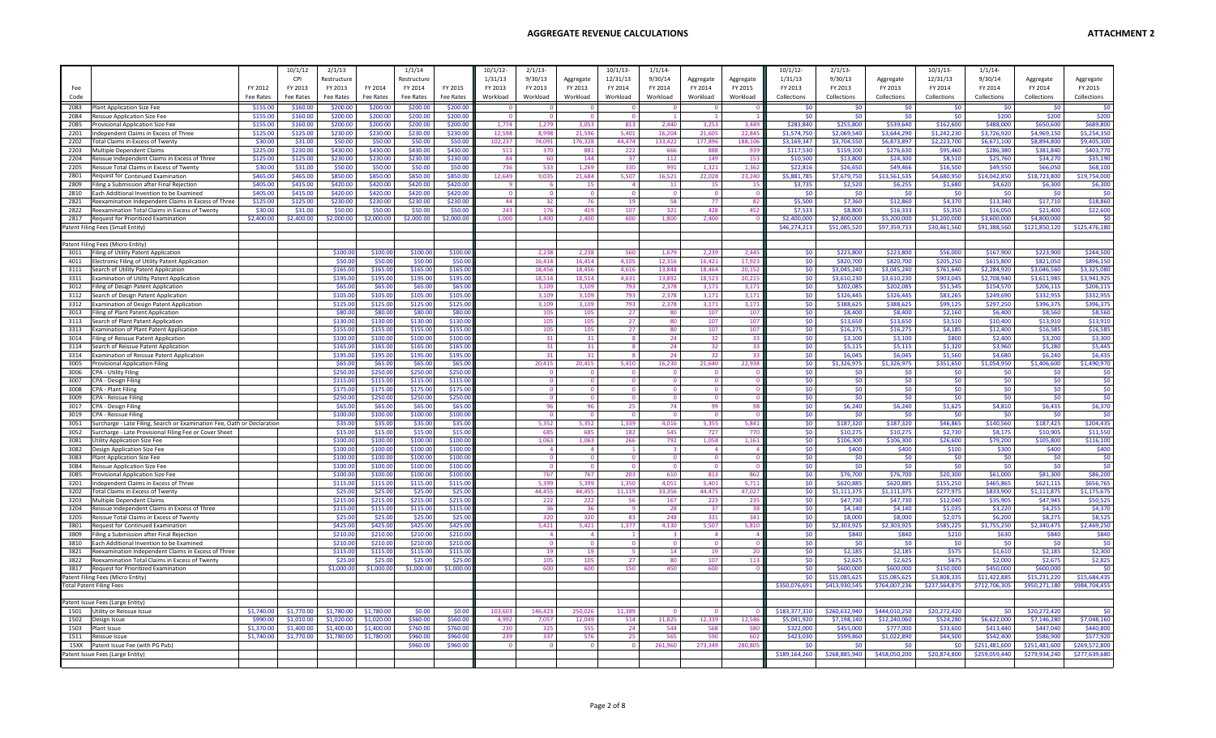# AGGREGATE REVENUE CALCULATIONS

**ATTACHMENT 2**

| Fee Code | | FY 2012 Fee Rates | 10/1/12 CPI FY 2013 Fee Rates | 2/1/13 Restructure FY 2013 Fee Rates | FY 2014 Fee Rates | 1/1/14 Restructure FY 2014 Fee Rates | FY 2015 Fee Rates | 10/1/12-1/31/13 FY 2013 Workload | 2/1/13-9/30/13 FY 2013 Workload | Aggregate FY 2013 Workload | 10/1/13-12/31/13 FY 2014 Workload | 1/1/14-9/30/14 FY 2014 Workload | Aggregate FY 2014 Workload | Aggregate FY 2015 Workload | 10/1/12-1/31/13 FY 2013 Collections | 2/1/13-9/30/13 FY 2013 Collections | Aggregate FY 2013 Collections | 10/1/13-12/31/13 FY 2014 Collections | 1/1/14-9/30/14 FY 2014 Collections | Aggregate FY 2014 Collections | Aggregate FY 2015 Collections |
|---|---|---|---|---|---|---|---|---|---|---|---|---|---|---|---|---|---|---|---|---|---|
| 2083 | Plant Application Size Fee | $155.00 | $160.00 | $200.00 | $200.00 | $200.00 | $200.00 | 0 | 0 | 0 | 0 | 0 | 0 | 0 | $0 | $0 | $0 | $0 | $0 | $0 | $0 |
| 2084 | Reissue Application Size Fee | $155.00 | $160.00 | $200.00 | $200.00 | $200.00 | $200.00 | 0 | 0 | 0 | 0 | 1 | 1 | 1 | $0 | $0 | $0 | $0 | $200 | $200 | $200 |
| 2085 | Provisional Application Size Fee | $155.00 | $160.00 | $200.00 | $200.00 | $200.00 | $200.00 | 1,774 | 1,279 | 3,053 | 813 | 2,440 | 3,253 | 3,449 | $283,840 | $255,800 | $539,640 | $162,600 | $488,000 | $650,600 | $689,800 |
| 2201 | Independent Claims in Excess of Three | $125.00 | $125.00 | $230.00 | $230.00 | $230.00 | $230.00 | 12,598 | 8,998 | 21,596 | 5,401 | 16,204 | 21,605 | 22,845 | $1,574,750 | $2,069,540 | $3,644,290 | $1,242,230 | $3,726,920 | $4,969,150 | $5,254,350 |
| 2202 | Total Claims in Excess of Twenty | $30.00 | $31.00 | $50.00 | $50.00 | $50.00 | $50.00 | 102,237 | 74,091 | 176,328 | 44,474 | 133,422 | 177,896 | 188,106 | $3,169,347 | $3,704,550 | $6,873,897 | $2,223,700 | $6,671,100 | $8,894,800 | $9,405,300 |
| 2203 | Multiple Dependent Claims | $225.00 | $230.00 | $430.00 | $430.00 | $430.00 | $430.00 | 511 | 370 | 881 | 222 | 666 | 888 | 939 | $117,530 | $159,100 | $276,630 | $95,460 | $286,380 | $381,840 | $403,770 |
| 2204 | Reissue Independent Claims in Excess of Three | $125.00 | $125.00 | $230.00 | $230.00 | $230.00 | $230.00 | 84 | 60 | 144 | 37 | 112 | 149 | 153 | $10,500 | $13,800 | $24,300 | $8,510 | $25,760 | $34,270 | $35,190 |
| 2205 | Reissue Total Claims in Excess of Twenty | $30.00 | $31.00 | $50.00 | $50.00 | $50.00 | $50.00 | 736 | 533 | 1,269 | 330 | 991 | 1,321 | 1,362 | $22,816 | $26,650 | $49,466 | $16,500 | $49,550 | $66,050 | $68,100 |
| 2801 | Request for Continued Examination | $465.00 | $465.00 | $850.00 | $850.00 | $850.00 | $850.00 | 12,649 | 9,035 | 21,684 | 5,507 | 16,521 | 22,028 | 23,240 | $5,881,785 | $7,679,750 | $13,561,535 | $4,680,950 | $14,042,850 | $18,723,800 | $19,754,000 |
| 2809 | Filing a Submission after Final Rejection | $405.00 | $415.00 | $420.00 | $420.00 | $420.00 | $420.00 | 9 | 6 | 15 | 4 | 11 | 15 | 15 | $3,735 | $2,520 | $6,255 | $1,680 | $4,620 | $6,300 | $6,300 |
| 2810 | Each Additional Invention to be Examined | $405.00 | $415.00 | $420.00 | $420.00 | $420.00 | $420.00 | 0 | 0 | 0 | 0 | 0 | 0 | 0 | $0 | $0 | $0 | $0 | $0 | $0 | $0 |
| 2821 | Reexamination Independent Claims in Excess of Three | $125.00 | $125.00 | $230.00 | $230.00 | $230.00 | $230.00 | 44 | 32 | 76 | 19 | 58 | 77 | 82 | $5,500 | $7,360 | $12,860 | $4,370 | $13,340 | $17,710 | $18,860 |
| 2822 | Reexamination Total Claims in Excess of Twenty | $30.00 | $31.00 | $50.00 | $50.00 | $50.00 | $50.00 | 243 | 176 | 419 | 107 | 321 | 428 | 452 | $7,533 | $8,800 | $16,333 | $5,350 | $16,050 | $21,400 | $22,600 |
| 2817 | Request for Prioritized Examination | $2,400.00 | $2,400.00 | $2,000.00 | $2,000.00 | $2,000.00 | $2,000.00 | 1,000 | 1,400 | 2,400 | 600 | 1,800 | 2,400 | 0 | $2,400,000 | $2,800,000 | $5,200,000 | $1,200,000 | $3,600,000 | $4,800,000 | $0 |
| | Patent Filing Fees (Small Entity) | | | | | | | | | | | | | | $46,274,213 | $51,085,520 | $97,359,733 | $30,461,560 | $91,388,560 | $121,850,120 | $125,476,180 |
| | | | | | | | | | | | | | | | | | | | | | |
| | Patent Filing Fees (Micro Entity) | | | | | | | | | | | | | | | | | | | | |
| 3011 | Filing of Utility Patent Application | | | $100.00 | $100.00 | $100.00 | $100.00 | | 2,238 | 2,238 | 560 | 1,679 | 2,239 | 2,445 | $0 | $223,800 | $223,800 | $56,000 | $167,900 | $223,900 | $244,500 |
| 4011 | Electronic Filing of Utility Patent Application | | | $50.00 | $50.00 | $50.00 | $50.00 | | 16,414 | 16,414 | 4,105 | 12,316 | 16,421 | 17,923 | $0 | $820,700 | $820,700 | $205,250 | $615,800 | $821,050 | $896,150 |
| 3111 | Search of Utility Patent Application | | | $165.00 | $165.00 | $165.00 | $165.00 | | 18,456 | 18,456 | 4,616 | 13,848 | 18,464 | 20,152 | $0 | $3,045,240 | $3,045,240 | $761,640 | $2,284,920 | $3,046,560 | $3,325,080 |
| 3311 | Examination of Utility Patent Application | | | $195.00 | $195.00 | $195.00 | $195.00 | | 18,514 | 18,514 | 4,631 | 13,892 | 18,523 | 20,215 | $0 | $3,610,230 | $3,610,230 | $903,045 | $2,708,940 | $3,611,985 | $3,941,925 |
| 3012 | Filing of Design Patent Application | | | $65.00 | $65.00 | $65.00 | $65.00 | | 3,109 | 3,109 | 793 | 2,378 | 3,171 | 3,171 | $0 | $202,085 | $202,085 | $51,545 | $154,570 | $206,115 | $206,115 |
| 3112 | Search of Design Patent Application | | | $105.00 | $105.00 | $105.00 | $105.00 | | 3,109 | 3,109 | 793 | 2,378 | 3,171 | 3,171 | $0 | $326,445 | $326,445 | $83,265 | $249,690 | $332,955 | $332,955 |
| 3312 | Examination of Design Patent Application | | | $125.00 | $125.00 | $125.00 | $125.00 | | 3,109 | 3,109 | 793 | 2,378 | 3,171 | 3,171 | $0 | $388,625 | $388,625 | $99,125 | $297,250 | $396,375 | $396,375 |
| 3013 | Filing of Plant Patent Application | | | $80.00 | $80.00 | $80.00 | $80.00 | | 105 | 105 | 27 | 80 | 107 | 107 | $0 | $8,400 | $8,400 | $2,160 | $6,400 | $8,560 | $8,560 |
| 3113 | Search of Plant Patent Application | | | $130.00 | $130.00 | $130.00 | $130.00 | | 105 | 105 | 27 | 80 | 107 | 107 | $0 | $13,650 | $13,650 | $3,510 | $10,400 | $13,910 | $13,910 |
| 3313 | Examination of Plant Patent Application | | | $155.00 | $155.00 | $155.00 | $155.00 | | 105 | 105 | 27 | 80 | 107 | 107 | $0 | $16,275 | $16,275 | $4,185 | $12,400 | $16,585 | $16,585 |
| 3014 | Filing of Reissue Patent Application | | | $100.00 | $100.00 | $100.00 | $100.00 | | 31 | 31 | 8 | 24 | 32 | 33 | $0 | $3,100 | $3,100 | $800 | $2,400 | $3,200 | $3,300 |
| 3114 | Search of Reissue Patent Application | | | $165.00 | $165.00 | $165.00 | $165.00 | | 31 | 31 | 8 | 24 | 32 | 33 | $0 | $5,115 | $5,115 | $1,320 | $3,960 | $5,280 | $5,445 |
| 3314 | Examination of Reissue Patent Application | | | $195.00 | $195.00 | $195.00 | $195.00 | | 31 | 31 | 8 | 24 | 32 | 33 | $0 | $6,045 | $6,045 | $1,560 | $4,680 | $6,240 | $6,435 |
| 3005 | Provisional Application Filing | | | $65.00 | $65.00 | $65.00 | $65.00 | | 20,415 | 20,415 | 5,410 | 16,230 | 21,640 | 22,938 | $0 | $1,326,975 | $1,326,975 | $351,650 | $1,054,950 | $1,406,600 | $1,490,970 |
| 3006 | CPA - Utility Filing | | | $250.00 | $250.00 | $250.00 | $250.00 | | 0 | 0 | 0 | 0 | 0 | 0 | $0 | $0 | $0 | $0 | $0 | $0 | $0 |
| 3007 | CPA - Design Filing | | | $115.00 | $115.00 | $115.00 | $115.00 | | 0 | 0 | 0 | 0 | 0 | 0 | $0 | $0 | $0 | $0 | $0 | $0 | $0 |
| 3008 | CPA - Plant Filing | | | $175.00 | $175.00 | $175.00 | $175.00 | | 0 | 0 | 0 | 0 | 0 | 0 | $0 | $0 | $0 | $0 | $0 | $0 | $0 |
| 3009 | CPA - Reissue Filing | | | $250.00 | $250.00 | $250.00 | $250.00 | | 0 | 0 | 0 | 0 | 0 | 0 | $0 | $0 | $0 | $0 | $0 | $0 | $0 |
| 3017 | CPA - Design Filing | | | $65.00 | $65.00 | $65.00 | $65.00 | | 96 | 96 | 25 | 74 | 99 | 98 | $0 | $6,240 | $6,240 | $1,625 | $4,810 | $6,435 | $6,370 |
| 3019 | CPA - Reissue Filing | | | $100.00 | $100.00 | $100.00 | $100.00 | | 0 | 0 | 0 | 0 | 0 | 0 | $0 | $0 | $0 | $0 | $0 | $0 | $0 |
| 3051 | Surcharge - Late Filing, Search or Examination Fee, Oath or Declaration | | | $35.00 | $35.00 | $35.00 | $35.00 | | 5,352 | 5,352 | 1,339 | 4,016 | 5,355 | 5,841 | $0 | $187,320 | $187,320 | $46,865 | $140,560 | $187,425 | $204,435 |
| 3052 | Surcharge - Late Provisional Filing Fee or Cover Sheet | | | $15.00 | $15.00 | $15.00 | $15.00 | | 685 | 685 | 182 | 545 | 727 | 770 | $0 | $10,275 | $10,275 | $2,730 | $8,175 | $10,905 | $11,550 |
| 3081 | Utility Application Size Fee | | | $100.00 | $100.00 | $100.00 | $100.00 | | 1,063 | 1,063 | 266 | 792 | 1,058 | 1,161 | $0 | $106,300 | $106,300 | $26,600 | $79,200 | $105,800 | $116,100 |
| 3082 | Design Application Size Fee | | | $100.00 | $100.00 | $100.00 | $100.00 | | 4 | 4 | 1 | 3 | 4 | 4 | $0 | $400 | $400 | $100 | $300 | $400 | $400 |
| 3083 | Plant Application Size Fee | | | $100.00 | $100.00 | $100.00 | $100.00 | | 0 | 0 | 0 | 0 | 0 | 0 | $0 | $0 | $0 | $0 | $0 | $0 | $0 |
| 3084 | Reissue Application Size Fee | | | $100.00 | $100.00 | $100.00 | $100.00 | | 0 | 0 | 0 | 0 | 0 | 0 | $0 | $0 | $0 | $0 | $0 | $0 | $0 |
| 3085 | Provisional Application Size Fee | | | $100.00 | $100.00 | $100.00 | $100.00 | | 767 | 767 | 203 | 610 | 813 | 862 | $0 | $76,700 | $76,700 | $20,300 | $61,000 | $81,300 | $86,200 |
| 3201 | Independent Claims in Excess of Three | | | $115.00 | $115.00 | $115.00 | $115.00 | | 5,399 | 5,399 | 1,350 | 4,051 | 5,401 | 5,711 | $0 | $620,885 | $620,885 | $155,250 | $465,865 | $621,115 | $656,765 |
| 3202 | Total Claims in Excess of Twenty | | | $25.00 | $25.00 | $25.00 | $25.00 | | 44,455 | 44,455 | 11,119 | 33,356 | 44,475 | 47,027 | $0 | $1,111,375 | $1,111,375 | $277,975 | $833,900 | $1,111,875 | $1,175,675 |
| 3203 | Multiple Dependent Claims | | | $215.00 | $215.00 | $215.00 | $215.00 | | 222 | 222 | 56 | 167 | 223 | 235 | $0 | $47,730 | $47,730 | $12,040 | $35,905 | $47,945 | $50,525 |
| 3204 | Reissue Independent Claims in Excess of Three | | | $115.00 | $115.00 | $115.00 | $115.00 | | 36 | 36 | 9 | 28 | 37 | 38 | $0 | $4,140 | $4,140 | $1,035 | $3,220 | $4,255 | $4,370 |
| 3205 | Reissue Total Claims in Excess of Twenty | | | $25.00 | $25.00 | $25.00 | $25.00 | | 320 | 320 | 83 | 248 | 331 | 341 | $0 | $8,000 | $8,000 | $2,075 | $6,200 | $8,275 | $8,525 |
| 3801 | Request for Continued Examination | | | $425.00 | $425.00 | $425.00 | $425.00 | | 5,421 | 5,421 | 1,377 | 4,130 | 5,507 | 5,810 | $0 | $2,303,925 | $2,303,925 | $585,225 | $1,755,250 | $2,340,475 | $2,469,250 |
| 3809 | Filing a Submission after Final Rejection | | | $210.00 | $210.00 | $210.00 | $210.00 | | 4 | 4 | 1 | 3 | 4 | 4 | $0 | $840 | $840 | $210 | $630 | $840 | $840 |
| 3810 | Each Additional Invention to be Examined | | | $210.00 | $210.00 | $210.00 | $210.00 | | 0 | 0 | 0 | 0 | 0 | 0 | $0 | $0 | $0 | $0 | $0 | $0 | $0 |
| 3821 | Reexamination Independent Claims in Excess of Three | | | $115.00 | $115.00 | $115.00 | $115.00 | | 19 | 19 | 5 | 14 | 19 | 20 | $0 | $2,185 | $2,185 | $575 | $1,610 | $2,185 | $2,300 |
| 3822 | Reexamination Total Claims in Excess of Twenty | | | $25.00 | $25.00 | $25.00 | $25.00 | | 105 | 105 | 27 | 80 | 107 | 113 | $0 | $2,625 | $2,625 | $675 | $2,000 | $2,675 | $2,825 |
| 3817 | Request for Prioritized Examination | | | $1,000.00 | $1,000.00 | $1,000.00 | $1,000.00 | | 600 | 600 | 150 | 450 | 600 | 0 | $0 | $600,000 | $600,000 | $150,000 | $450,000 | $600,000 | $0 |
| | Patent Filing Fees (Micro Entity) | | | | | | | | | | | | | | $0 | $15,085,625 | $15,085,625 | $3,808,335 | $11,422,885 | $15,231,220 | $15,684,435 |
| | Total Patent Filing Fees | | | | | | | | | | | | | | $350,076,691 | $413,930,545 | $764,007,236 | $237,564,875 | $712,706,305 | $950,271,180 | $984,704,455 |
| | | | | | | | | | | | | | | | | | | | | | |
| | Patent Issue Fees (Large Entity) | | | | | | | | | | | | | | | | | | | | |
| 1501 | Utility or Reissue Issue | $1,740.00 | $1,770.00 | $1,780.00 | $1,780.00 | $0.00 | $0.00 | 103,603 | 146,423 | 250,026 | 11,389 | 0 | 0 | 0 | $183,377,310 | $260,632,940 | $444,010,250 | $20,272,420 | $0 | $20,272,420 | $0 |
| 1502 | Design Issue | $990.00 | $1,010.00 | $1,020.00 | $1,020.00 | $560.00 | $560.00 | 4,992 | 7,057 | 12,049 | 514 | 11,825 | 12,339 | 12,586 | $5,041,920 | $7,198,140 | $12,240,060 | $524,280 | $6,622,000 | $7,146,280 | $7,048,160 |
| 1503 | Plant Issue | $1,370.00 | $1,400.00 | $1,400.00 | $1,400.00 | $760.00 | $760.00 | 230 | 325 | 555 | 24 | 544 | 568 | 580 | $322,000 | $455,000 | $777,000 | $33,600 | $413,440 | $447,040 | $440,800 |
| 1511 | Reissue Issue | $1,740.00 | $1,770.00 | $1,780.00 | $1,780.00 | $960.00 | $960.00 | 239 | 337 | 576 | 25 | 565 | 590 | 602 | $423,030 | $599,860 | $1,022,890 | $44,500 | $542,400 | $586,900 | $577,920 |
| 15XX | Patent Issue Fee (with PG Pub) | | | | | $960.00 | $960.00 | 0 | 0 | 0 | 0 | 261,960 | 273,349 | 280,805 | $0 | $0 | $0 | $0 | $251,481,600 | $251,481,600 | $269,572,800 |
| | Patent Issue Fees (Large Entity) | | | | | | | | | | | | | | $189,164,260 | $268,885,940 | $458,050,200 | $20,874,800 | $259,059,440 | $279,934,240 | $277,639,680 |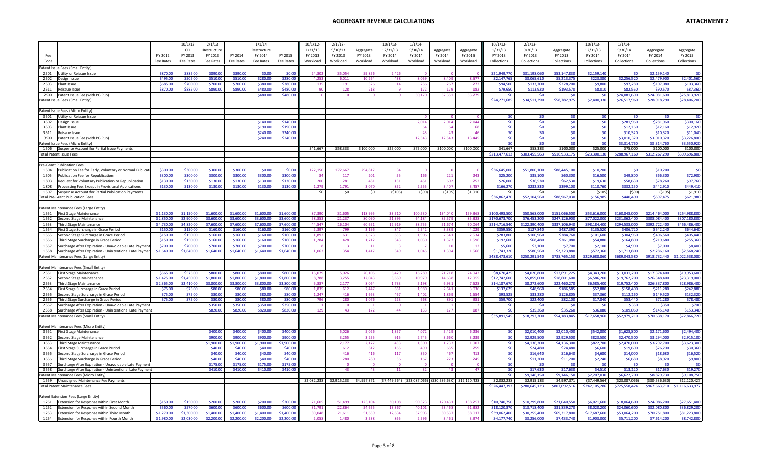# AGGREGATE REVENUE CALCULATIONS

**ATTACHMENT 2**

| Fee Code | | FY 2012 Fee Rates | 10/1/12 CPI FY 2013 Fee Rates | 2/1/13 Restructure FY 2013 Fee Rates | FY 2014 Fee Rates | 1/1/14 Restructure FY 2014 Fee Rates | FY 2015 Fee Rates | 10/1/12-1/31/13 FY 2013 Workload | 2/1/13-9/30/13 FY 2013 Workload | Aggregate FY 2013 Workload | 10/1/13-12/31/13 FY 2014 Workload | 1/1/14-9/30/14 FY 2014 Workload | Aggregate FY 2014 Workload | Aggregate FY 2015 Workload | 10/1/12-1/31/13 FY 2013 Collections | 2/1/13-9/30/13 FY 2013 Collections | Aggregate FY 2013 Collections | 10/1/13-12/31/13 FY 2014 Collections | 1/1/14-9/30/14 FY 2014 Collections | Aggregate FY 2014 Collections | Aggregate FY 2015 Collections |
|---|---|---|---|---|---|---|---|---|---|---|---|---|---|---|---|---|---|---|---|---|---|
| Patent Issue Fees (Small Entity) | | | | | | | | | | | | | | | | | | | | | |
| 2501 | Utility or Reissue Issue | $870.00 | $885.00 | $890.00 | $890.00 | $0.00 | $0.00 | 24,802 | 35,054 | 59,856 | 2,426 | 0 | 0 | 0 | $21,949,770 | $31,198,060 | $53,147,830 | $2,159,140 | $0 | $2,159,140 | $0 |
| 2502 | Design Issue | $495.00 | $505.00 | $510.00 | $510.00 | $280.00 | $280.00 | 4,253 | 6,011 | 10,264 | 438 | 8,059 | 8,409 | 8,577 | $2,147,765 | $3,065,610 | $5,213,375 | $223,380 | $2,256,520 | $2,479,900 | $2,401,560 |
| 2503 | Plant Issue | $685.00 | $700.00 | $700.00 | $700.00 | $380.00 | $380.00 | 135 | 191 | 326 | 14 | 256 | 267 | 272 | $94,500 | $133,700 | $228,200 | $9,800 | $97,280 | $107,080 | $103,360 |
| 2511 | Reissue Issue | $870.00 | $885.00 | $890.00 | $890.00 | $480.00 | $480.00 | 90 | 128 | 218 | 9 | 172 | 179 | 182 | $79,650 | $113,920 | $193,570 | $8,010 | $82,560 | $90,570 | $87,360 |
| 25XX | Patent Issue Fee (with PG Pub) | | | | | $480.00 | $480.00 | 0 | 0 | 0 | 0 | 50,170 | 52,351 | 53,779 | $0 | $0 | $0 | $0 | $24,081,600 | $24,081,600 | $25,813,920 |
| Patent Issue Fees (Small Entity) | | | | | | | | | | | | | | | $24,271,685 | $34,511,290 | $58,782,975 | $2,400,330 | $26,517,960 | $28,918,290 | $28,406,200 |
| Patent Issue Fees (Micro Entity) | | | | | | | | | | | | | | | | | | | | | |
| 3501 | Utility or Reissue Issue | | | | | | | | | | | 0 | 0 | 0 | $0 | $0 | $0 | $0 | $0 | $0 | $0 |
| 3502 | Design Issue | | | | | $140.00 | $140.00 | | | | | 2,014 | 2,014 | 2,144 | $0 | $0 | $0 | $0 | $281,960 | $281,960 | $300,160 |
| 3503 | Plant Issue | | | | | $190.00 | $190.00 | | | | | 64 | 64 | 68 | $0 | $0 | $0 | $0 | $12,160 | $12,160 | $12,920 |
| 3511 | Reissue Issue | | | | | $240.00 | $240.00 | | | | | 43 | 43 | 46 | $0 | $0 | $0 | $0 | $10,320 | $10,320 | $11,040 |
| 35XX | Patent Issue Fee (with PG Pub) | | | | | $240.00 | $240.00 | | | | | 12,543 | 12,543 | 13,445 | $0 | $0 | $0 | $0 | $3,010,320 | $3,010,320 | $3,226,800 |
| Patent Issue Fees (Micro Entity) | | | | | | | | | | | | | | | $0 | $0 | $0 | $0 | $3,314,760 | $3,314,760 | $3,550,920 |
| 1506 | Suspense Account for Partial Issue Payments | | | | | | | $41,667 | $58,333 | $100,000 | $25,000 | $75,000 | $100,000 | $100,000 | $41,667 | $58,333 | $100,000 | $25,000 | $75,000 | $100,000 | $100,000 |
| Total Patent Issue Fees | | | | | | | | | | | | | | | $213,477,612 | $303,455,563 | $516,933,175 | $23,300,130 | $288,967,160 | $312,267,290 | $309,696,800 |
| Pre-Grant Publication Fees | | | | | | | | | | | | | | | | | | | | | |
| 1504 | Publication Fee for Early, Voluntary or Normal Publicati | $300.00 | $300.00 | $300.00 | $300.00 | $0.00 | $0.00 | 122,150 | 172,667 | 294,817 | 34 | 0 | 0 | 0 | $36,645,000 | $51,800,100 | $88,445,100 | $10,200 | $0 | $10,200 | $0 |
| 1505 | Publication Fee for Republication | $300.00 | $300.00 | $300.00 | $300.00 | $300.00 | $300.00 | 84 | 117 | 201 | 55 | 166 | 221 | 243 | $25,200 | $35,100 | $60,300 | $16,500 | $49,800 | $66,300 | $72,900 |
| 1803 | Request for Voluntary Publication or Republication | $130.00 | $130.00 | $130.00 | $130.00 | $130.00 | $130.00 | 200 | 281 | 481 | 151 | 451 | 602 | 752 | $26,000 | $36,530 | $62,530 | $19,630 | $58,630 | $78,260 | $97,760 |
| 1808 | Processing Fee, Except in Provisional Applications | $130.00 | $130.00 | $130.00 | $130.00 | $130.00 | $130.00 | 1,279 | 1,791 | 3,070 | 852 | 2,555 | 3,407 | 3,457 | $166,270 | $232,830 | $399,100 | $110,760 | $332,150 | $442,910 | $449,410 |
| 1507 | Suspense Account for Partial Publication Payments | | | | | | | $0 | $0 | $0 | ($105) | ($90) | ($195) | $1,910 | $0 | $0 | $0 | ($105) | ($90) | ($195) | $1,910 |
| Total Pre-Grant Publication Fees | | | | | | | | | | | | | | | $36,862,470 | $52,104,560 | $88,967,030 | $156,985 | $440,490 | $597,475 | $621,980 |
| Patent Maintenance Fees (Large Entity) | | | | | | | | | | | | | | | | | | | | | |
| 1551 | First Stage Maintenance | $1,130.00 | $1,150.00 | $1,600.00 | $1,600.00 | $1,600.00 | $1,600.00 | 87,390 | 31,605 | 118,995 | 33,510 | 100,530 | 134,040 | 159,368 | $100,498,500 | $50,568,000 | $151,066,500 | $53,616,000 | $160,848,000 | $214,464,000 | $254,988,800 |
| 1552 | Second Stage Maintenance | $2,850.00 | $2,900.00 | $3,600.00 | $3,600.00 | $3,600.00 | $3,600.00 | 58,853 | 21,237 | 80,090 | 21,395 | 64,184 | 85,579 | 85,328 | $170,673,700 | $76,453,200 | $247,126,900 | $77,022,000 | $231,062,400 | $308,084,400 | $307,180,800 |
| 1553 | Third Stage Maintenance | $4,730.00 | $4,820.00 | $7,600.00 | $7,600.00 | $7,600.00 | $7,600.00 | 44,547 | 16,104 | 60,651 | 12,919 | 38,755 | 51,674 | 60,064 | $214,716,540 | $122,390,400 | $337,106,940 | $98,184,400 | $294,538,000 | $392,722,400 | $456,486,400 |
| 1554 | First Stage Surcharge in Grace Period | $150.00 | $150.00 | $160.00 | $160.00 | $160.00 | $160.00 | 2,397 | 799 | 3,196 | 847 | 2,542 | 3,389 | 4,029 | $359,550 | $127,840 | $487,390 | $135,520 | $406,720 | $542,240 | $644,640 |
| 1555 | Second Stage Surcharge in Grace Period | $150.00 | $150.00 | $160.00 | $160.00 | $160.00 | $160.00 | 1,892 | 631 | 2,523 | 635 | 1,906 | 2,541 | 2,534 | $283,800 | $100,960 | $384,760 | $101,600 | $304,960 | $406,560 | $405,440 |
| 1556 | Third Stage Surcharge in Grace Period | $150.00 | $150.00 | $160.00 | $160.00 | $160.00 | $160.00 | 1,284 | 428 | 1,712 | 343 | 1,030 | 1,373 | 1,596 | $192,600 | $68,480 | $261,080 | $54,880 | $164,800 | $219,680 | $255,360 |
| 1557 | Surcharge After Expiration - Unavoidable Late Payment | $700.00 | $700.00 | $700.00 | $700.00 | $700.00 | $700.00 | 8 | 3 | 11 | 3 | 7 | 10 | 12 | $5,600 | $2,100 | $7,700 | $2,100 | $4,900 | $7,000 | $8,400 |
| 1558 | Surcharge After Expiration - Unintentional Late Paymen | $1,640.00 | $1,640.00 | $1,640.00 | $1,640.00 | $1,640.00 | $1,640.00 | 1,063 | 354 | 1,417 | 349 | 1,045 | 1,394 | 1,566 | $1,743,320 | $580,560 | $2,323,880 | $572,360 | $1,713,800 | $2,286,160 | $2,568,240 |
| Patent Maintenance Fees (Large Entity) | | | | | | | | | | | | | | | $488,473,610 | $250,291,540 | $738,765,150 | $229,688,860 | $689,043,580 | $918,732,440 | $1,022,538,080 |
| Patent Maintenance Fees (Small Entity) | | | | | | | | | | | | | | | | | | | | | |
| 2551 | First Stage Maintenance | $565.00 | $575.00 | $800.00 | $800.00 | $800.00 | $800.00 | 15,079 | 5,026 | 20,105 | 5,429 | 16,289 | 21,718 | 24,942 | $8,670,425 | $4,020,800 | $12,691,225 | $4,343,200 | $13,031,200 | $17,374,400 | $19,953,600 |
| 2552 | Second Stage Maintenance | $1,425.00 | $1,450.00 | $1,800.00 | $1,800.00 | $1,800.00 | $1,800.00 | 8,788 | 3,255 | 12,043 | 3,659 | 10,979 | 14,638 | 12,955 | $12,742,600 | $5,859,000 | $18,601,600 | $6,586,200 | $19,762,200 | $26,348,400 | $23,319,000 |
| 2553 | Third Stage Maintenance | $2,365.00 | $2,410.00 | $3,800.00 | $3,800.00 | $3,800.00 | $3,800.00 | 5,887 | 2,177 | 8,064 | 1,733 | 5,198 | 6,931 | 7,628 | $14,187,670 | $8,272,600 | $22,460,270 | $6,585,400 | $19,752,400 | $26,337,800 | $28,986,400 |
| 2554 | First Stage Surcharge in Grace Period | $75.00 | $75.00 | $80.00 | $80.00 | $80.00 | $80.00 | 1,835 | 612 | 2,447 | 661 | 1,980 | 2,641 | 3,036 | $137,625 | $48,960 | $186,585 | $52,880 | $158,400 | $211,280 | $242,880 |
| 2555 | Second Stage Surcharge in Grace Period | $75.00 | $75.00 | $80.00 | $80.00 | $80.00 | $80.00 | 1,247 | 416 | 1,663 | 467 | 1,402 | 1,869 | 1,654 | $93,525 | $33,280 | $126,805 | $37,360 | $112,160 | $149,520 | $132,320 |
| 2556 | Third Stage Surcharge in Grace Period | $75.00 | $75.00 | $80.00 | $80.00 | $80.00 | $80.00 | 796 | 280 | 1,076 | 223 | 668 | 891 | 981 | $59,700 | $22,400 | $82,100 | $17,840 | $53,440 | $71,280 | $78,480 |
| 2557 | Surcharge After Expiration - Unavoidable Late Payment | | | $350.00 | $350.00 | $350.00 | $350.00 | 1 | 0 | 1 | 0 | 1 | 1 | 2 | $0 | $0 | $0 | $0 | $350 | $350 | $700 |
| 2558 | Surcharge After Expiration - Unintentional Late Payment | | | $820.00 | $820.00 | $820.00 | $820.00 | 129 | 43 | 172 | 44 | 133 | 177 | 187 | $0 | $35,260 | $35,260 | $36,080 | $109,060 | $145,140 | $153,340 |
| Patent Maintenance Fees (Small Entity) | | | | | | | | | | | | | | | $35,891,545 | $18,292,300 | $54,183,845 | $17,658,960 | $52,979,210 | $70,638,170 | $72,866,720 |
| Patent Maintenance Fees (Micro Entity) | | | | | | | | | | | | | | | | | | | | | |
| 3551 | First Stage Maintenance | | | $400.00 | $400.00 | $400.00 | $400.00 | | 5,026 | 5,026 | 1,357 | 4,072 | 5,429 | 6,236 | $0 | $2,010,400 | $2,010,400 | $542,800 | $1,628,800 | $2,171,600 | $2,494,400 |
| 3552 | Second Stage Maintenance | | | $900.00 | $900.00 | $900.00 | $900.00 | | 3,255 | 3,255 | 915 | 2,745 | 3,660 | 3,239 | $0 | $2,929,500 | $2,929,500 | $823,500 | $2,470,500 | $3,294,000 | $2,915,100 |
| 3553 | Third Stage Maintenance | | | $1,900.00 | $1,900.00 | $1,900.00 | $1,900.00 | | 2,177 | 2,177 | 433 | 1,300 | 1,733 | 1,907 | $0 | $4,136,300 | $4,136,300 | $822,700 | $2,470,000 | $3,292,700 | $3,623,300 |
| 3554 | First Stage Surcharge in Grace Period | | | $40.00 | $40.00 | $40.00 | $40.00 | | 612 | 612 | 165 | 490 | 655 | 759 | $0 | $24,480 | $24,480 | $6,600 | $19,600 | $26,200 | $30,360 |
| 3555 | Second Stage Surcharge in Grace Period | | | $40.00 | $40.00 | $40.00 | $40.00 | | 416 | 416 | 117 | 350 | 467 | 413 | $0 | $16,640 | $16,640 | $4,680 | $14,000 | $18,680 | $16,520 |
| 3556 | Third Stage Surcharge in Grace Period | | | $40.00 | $40.00 | $40.00 | $40.00 | | 280 | 280 | 56 | 167 | 223 | 245 | $0 | $11,200 | $11,200 | $2,240 | $6,680 | $8,920 | $9,800 |
| 3557 | Surcharge After Expiration - Unavoidable Late Payment | | | $175.00 | $175.00 | $175.00 | $175.00 | | 0 | 0 | 0 | 0 | 0 | 0 | $0 | $0 | $0 | $0 | $0 | $0 | $0 |
| 3558 | Surcharge After Expiration - Unintentional Late Payment | | | $410.00 | $410.00 | $410.00 | $410.00 | | 43 | 43 | 11 | 32 | 43 | 47 | $0 | $17,630 | $17,630 | $4,510 | $13,120 | $17,630 | $19,270 |
| Patent Maintenance Fees (Micro Entity) | | | | | | | | | | | | | | | $0 | $9,146,150 | $9,146,150 | $2,207,030 | $6,622,700 | $8,829,730 | $9,108,750 |
| 1559 | Unassigned Maintenance Fee Payments | | | | | | | $2,082,238 | $2,915,133 | $4,997,371 | ($7,449,564) | ($23,087,066) | ($30,536,630) | $12,120,428 | $2,082,238 | $2,915,133 | $4,997,371 | ($7,449,564) | ($23,087,066) | ($30,536,630) | $12,120,427 |
| Total Patent Maintenance Fees | | | | | | | | | | | | | | | $526,447,393 | $280,645,123 | $807,092,516 | $242,105,286 | $725,558,424 | $967,663,710 | $1,116,633,977 |
| Patent Extension Fees (Large Entity) | | | | | | | | | | | | | | | | | | | | | |
| 1251 | Extension for Response within First Month | $150.00 | $150.00 | $200.00 | $200.00 | $200.00 | $200.00 | 71,605 | 51,499 | 123,104 | 30,108 | 90,323 | 120,431 | 138,257 | $10,740,750 | $10,299,800 | $21,040,550 | $6,021,600 | $18,064,600 | $24,086,200 | $27,651,400 |
| 1252 | Extension for Response within Second Month | $560.00 | $570.00 | $600.00 | $600.00 | $600.00 | $600.00 | 31,791 | 22,864 | 54,655 | 13,367 | 40,101 | 53,468 | 61,382 | $18,120,870 | $13,718,400 | $31,839,270 | $8,020,200 | $24,060,600 | $32,080,800 | $36,829,200 |
| 1253 | Extension for Response within Third Month | $1,270.00 | $1,300.00 | $1,400.00 | $1,400.00 | $1,400.00 | $1,400.00 | 30,048 | 21,611 | 51,659 | 12,634 | 37,903 | 50,537 | 58,017 | $39,062,400 | $30,255,400 | $69,317,800 | $17,687,600 | $53,064,200 | $70,751,800 | $81,223,800 |
| 1254 | Extension for Response within Fourth Month | $1,980.00 | $2,030.00 | $2,200.00 | $2,200.00 | $2,200.00 | $2,200.00 | 2,058 | 1,480 | 3,538 | 865 | 2,596 | 3,461 | 3,974 | $4,177,740 | $3,256,000 | $7,433,740 | $1,903,000 | $5,711,200 | $7,614,200 | $8,742,800 |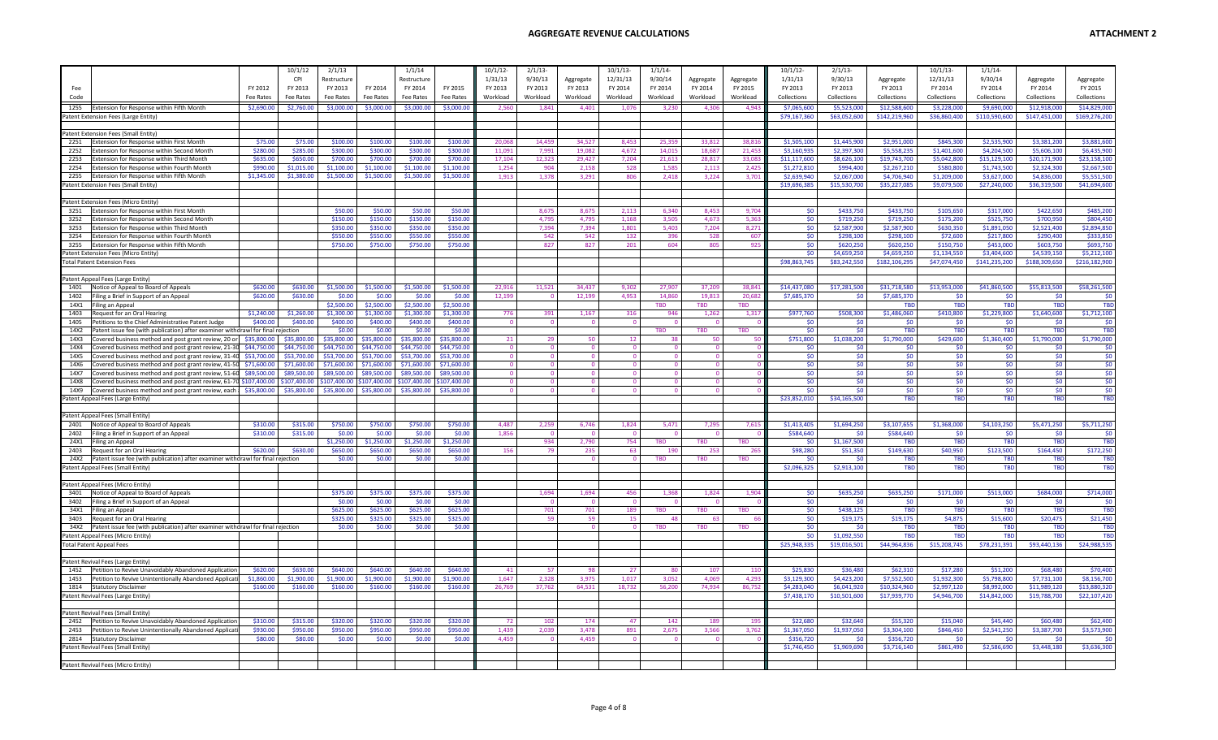# AGGREGATE REVENUE CALCULATIONS

**ATTACHMENT 2**

| Fee Code | | FY 2012 Fee Rates | 10/1/12 CPI FY 2013 Fee Rates | 2/1/13 Restructure FY 2013 Fee Rates | FY 2014 Fee Rates | 1/1/14 Restructure FY 2014 Fee Rates | FY 2015 Fee Rates | 10/1/12-1/31/13 FY 2013 Workload | 2/1/13-9/30/13 FY 2013 Workload | Aggregate FY 2013 Workload | 10/1/13-12/31/13 FY 2014 Workload | 1/1/14-9/30/14 FY 2014 Workload | Aggregate FY 2014 Workload | Aggregate FY 2015 Workload | 10/1/12-1/31/13 FY 2013 Collections | 2/1/13-9/30/13 FY 2013 Collections | Aggregate FY 2013 Collections | 10/1/13-12/31/13 FY 2014 Collections | 1/1/14-9/30/14 FY 2014 Collections | Aggregate FY 2014 Collections | Aggregate FY 2015 Collections |
|---|---|---|---|---|---|---|---|---|---|---|---|---|---|---|---|---|---|---|---|---|---|
| 1255 | Extension for Response within Fifth Month | $2,690.00 | $2,760.00 | $3,000.00 | $3,000.00 | $3,000.00 | $3,000.00 | 2,560 | 1,841 | 4,401 | 1,076 | 3,230 | 4,306 | 4,943 | $7,065,600 | $5,523,000 | $12,588,600 | $3,228,000 | $9,690,000 | $12,918,000 | $14,829,000 |
| | Patent Extension Fees (Large Entity) | | | | | | | | | | | | | | $79,167,360 | $63,052,600 | $142,219,960 | $36,860,400 | $110,590,600 | $147,451,000 | $169,276,200 |
| | | | | | | | | | | | | | | | | | | | | | |
| | Patent Extension Fees (Small Entity) | | | | | | | | | | | | | | | | | | | | |
| 2251 | Extension for Response within First Month | $75.00 | $75.00 | $100.00 | $100.00 | $100.00 | $100.00 | 20,068 | 14,459 | 34,527 | 8,453 | 25,359 | 33,812 | 38,816 | $1,505,100 | $1,445,900 | $2,951,000 | $845,300 | $2,535,900 | $3,381,200 | $3,881,600 |
| 2252 | Extension for Response within Second Month | $280.00 | $285.00 | $300.00 | $300.00 | $300.00 | $300.00 | 11,091 | 7,991 | 19,082 | 4,672 | 14,015 | 18,687 | 21,453 | $3,160,935 | $2,397,300 | $5,558,235 | $1,401,600 | $4,204,500 | $5,606,100 | $6,435,900 |
| 2253 | Extension for Response within Third Month | $635.00 | $650.00 | $700.00 | $700.00 | $700.00 | $700.00 | 17,104 | 12,323 | 29,427 | 7,204 | 21,613 | 28,817 | 33,083 | $11,117,600 | $8,626,100 | $19,743,700 | $5,042,800 | $15,129,100 | $20,171,900 | $23,158,100 |
| 2254 | Extension for Response within Fourth Month | $990.00 | $1,015.00 | $1,100.00 | $1,100.00 | $1,100.00 | $1,100.00 | 1,254 | 904 | 2,158 | 528 | 1,585 | 2,113 | 2,425 | $1,272,810 | $994,400 | $2,267,210 | $580,800 | $1,743,500 | $2,324,300 | $2,667,500 |
| 2255 | Extension for Response within Fifth Month | $1,345.00 | $1,380.00 | $1,500.00 | $1,500.00 | $1,500.00 | $1,500.00 | 1,913 | 1,378 | 3,291 | 806 | 2,418 | 3,224 | 3,701 | $2,639,940 | $2,067,000 | $4,706,940 | $1,209,000 | $3,627,000 | $4,836,000 | $5,551,500 |
| | Patent Extension Fees (Small Entity) | | | | | | | | | | | | | | $19,696,385 | $15,530,700 | $35,227,085 | $9,079,500 | $27,240,000 | $36,319,500 | $41,694,600 |
| | | | | | | | | | | | | | | | | | | | | | |
| | Patent Extension Fees (Micro Entity) | | | | | | | | | | | | | | | | | | | | |
| 3251 | Extension for Response within First Month | | | $50.00 | $50.00 | $50.00 | $50.00 | | 8,675 | 8,675 | 2,113 | 6,340 | 8,453 | 9,704 | $0 | $433,750 | $433,750 | $105,650 | $317,000 | $422,650 | $485,200 |
| 3252 | Extension for Response within Second Month | | | $150.00 | $150.00 | $150.00 | $150.00 | | 4,795 | 4,795 | 1,168 | 3,505 | 4,673 | 5,363 | $0 | $719,250 | $719,250 | $175,200 | $525,750 | $700,950 | $804,450 |
| 3253 | Extension for Response within Third Month | | | $350.00 | $350.00 | $350.00 | $350.00 | | 7,394 | 7,394 | 1,801 | 5,403 | 7,204 | 8,271 | $0 | $2,587,900 | $2,587,900 | $630,350 | $1,891,050 | $2,521,400 | $2,894,850 |
| 3254 | Extension for Response within Fourth Month | | | $550.00 | $550.00 | $550.00 | $550.00 | | 542 | 542 | 132 | 396 | 528 | 607 | $0 | $298,100 | $298,100 | $72,600 | $217,800 | $290,400 | $333,850 |
| 3255 | Extension for Response within Fifth Month | | | $750.00 | $750.00 | $750.00 | $750.00 | | 827 | 827 | 201 | 604 | 805 | 925 | $0 | $620,250 | $620,250 | $150,750 | $453,000 | $603,750 | $693,750 |
| | Patent Extension Fees (Micro Entity) | | | | | | | | | | | | | | $0 | $4,659,250 | $4,659,250 | $1,134,550 | $3,404,600 | $4,539,150 | $5,212,100 |
| | Total Patent Extension Fees | | | | | | | | | | | | | | $98,863,745 | $83,242,550 | $182,106,295 | $47,074,450 | $141,235,200 | $188,309,650 | $216,182,900 |
| | | | | | | | | | | | | | | | | | | | | | |
| | Patent Appeal Fees (Large Entity) | | | | | | | | | | | | | | | | | | | | |
| 1401 | Notice of Appeal to Board of Appeals | $620.00 | $630.00 | $1,500.00 | $1,500.00 | $1,500.00 | $1,500.00 | 22,916 | 11,521 | 34,437 | 9,302 | 27,907 | 37,209 | 38,841 | $14,437,080 | $17,281,500 | $31,718,580 | $13,953,000 | $41,860,500 | $55,813,500 | $58,261,500 |
| 1402 | Filing a Brief in Support of an Appeal | $620.00 | $630.00 | $0.00 | $0.00 | $0.00 | $0.00 | 12,199 | 0 | 12,199 | 4,953 | 14,860 | 19,813 | 20,682 | $7,685,370 | $0 | $7,685,370 | $0 | $0 | $0 | $0 |
| 14X1 | Filing an Appeal | | | $2,500.00 | $2,500.00 | $2,500.00 | $2,500.00 | | | | | TBD | TBD | TBD | | | TBD | TBD | TBD | TBD | TBD |
| 1403 | Request for an Oral Hearing | $1,240.00 | $1,260.00 | $1,300.00 | $1,300.00 | $1,300.00 | $1,300.00 | 776 | 391 | 1,167 | 316 | 946 | 1,262 | 1,317 | $977,760 | $508,300 | $1,486,060 | $410,800 | $1,229,800 | $1,640,600 | $1,712,100 |
| 1405 | Petitions to the Chief Administrative Patent Judge | $400.00 | $400.00 | $400.00 | $400.00 | $400.00 | $400.00 | 0 | 0 | 0 | 0 | 0 | 0 | 0 | $0 | $0 | $0 | $0 | $0 | $0 | $0 |
| 14X2 | Patent issue fee (with publication) after examiner withdrawal for final rejection | | | $0.00 | $0.00 | $0.00 | $0.00 | | | | | TBD | TBD | TBD | $0 | $0 | TBD | TBD | TBD | TBD | TBD |
| 14X3 | Covered business method and post grant review, 20 or | $35,800.00 | $35,800.00 | $35,800.00 | $35,800.00 | $35,800.00 | $35,800.00 | 21 | 29 | 50 | 12 | 38 | 50 | 50 | $751,800 | $1,038,200 | $1,790,000 | $429,600 | $1,360,400 | $1,790,000 | $1,790,000 |
| 14X4 | Covered business method and post grant review, 21-30 | $44,750.00 | $44,750.00 | $44,750.00 | $44,750.00 | $44,750.00 | $44,750.00 | 0 | 0 | 0 | 0 | 0 | 0 | 0 | $0 | $0 | $0 | $0 | $0 | $0 | $0 |
| 14X5 | Covered business method and post grant review, 31-40 | $53,700.00 | $53,700.00 | $53,700.00 | $53,700.00 | $53,700.00 | $53,700.00 | 0 | 0 | 0 | 0 | 0 | 0 | 0 | $0 | $0 | $0 | $0 | $0 | $0 | $0 |
| 14X6 | Covered business method and post grant review, 41-50 | $71,600.00 | $71,600.00 | $71,600.00 | $71,600.00 | $71,600.00 | $71,600.00 | 0 | 0 | 0 | 0 | 0 | 0 | 0 | $0 | $0 | $0 | $0 | $0 | $0 | $0 |
| 14X7 | Covered business method and post grant review, 51-60 | $89,500.00 | $89,500.00 | $89,500.00 | $89,500.00 | $89,500.00 | $89,500.00 | 0 | 0 | 0 | 0 | 0 | 0 | 0 | $0 | $0 | $0 | $0 | $0 | $0 | $0 |
| 14X8 | Covered business method and post grant review, 61-70 | $107,400.00 | $107,400.00 | $107,400.00 | $107,400.00 | $107,400.00 | $107,400.00 | 0 | 0 | 0 | 0 | 0 | 0 | 0 | $0 | $0 | $0 | $0 | $0 | $0 | $0 |
| 14X9 | Covered business method and post grant review, each | $35,800.00 | $35,800.00 | $35,800.00 | $35,800.00 | $35,800.00 | $35,800.00 | 0 | 0 | 0 | 0 | 0 | 0 | 0 | $0 | $0 | $0 | $0 | $0 | $0 | $0 |
| | Patent Appeal Fees (Large Entity) | | | | | | | | | | | | | | $23,852,010 | $34,165,500 | TBD | TBD | TBD | TBD | TBD |
| | | | | | | | | | | | | | | | | | | | | | |
| | Patent Appeal Fees (Small Entity) | | | | | | | | | | | | | | | | | | | | |
| 2401 | Notice of Appeal to Board of Appeals | $310.00 | $315.00 | $750.00 | $750.00 | $750.00 | $750.00 | 4,487 | 2,259 | 6,746 | 1,824 | 5,471 | 7,295 | 7,615 | $1,413,405 | $1,694,250 | $3,107,655 | $1,368,000 | $4,103,250 | $5,471,250 | $5,711,250 |
| 2402 | Filing a Brief in Support of an Appeal | $310.00 | $315.00 | $0.00 | $0.00 | $0.00 | $0.00 | 1,856 | 0 | | 0 | 0 | 0 | 0 | $584,640 | $0 | $584,640 | $0 | $0 | $0 | $0 |
| 24X1 | Filing an Appeal | | | $1,250.00 | $1,250.00 | $1,250.00 | $1,250.00 | | 934 | 2,790 | 754 | TBD | TBD | TBD | $0 | $1,167,500 | TBD | TBD | TBD | TBD | TBD |
| 2403 | Request for an Oral Hearing | $620.00 | $630.00 | $650.00 | $650.00 | $650.00 | $650.00 | 156 | 79 | 235 | 63 | 190 | 253 | 265 | $98,280 | $51,350 | $149,630 | $40,950 | $123,500 | $164,450 | $172,250 |
| 24X2 | Patent issue fee (with publication) after examiner withdrawal for final rejection | | | $0.00 | $0.00 | $0.00 | $0.00 | | | 0 | 0 | TBD | TBD | TBD | $0 | $0 | TBD | TBD | TBD | TBD | TBD |
| | Patent Appeal Fees (Small Entity) | | | | | | | | | | | | | | $2,096,325 | $2,913,100 | TBD | TBD | TBD | TBD | TBD |
| | | | | | | | | | | | | | | | | | | | | | |
| | Patent Appeal Fees (Micro Entity) | | | | | | | | | | | | | | | | | | | | |
| 3401 | Notice of Appeal to Board of Appeals | | | $375.00 | $375.00 | $375.00 | $375.00 | | 1,694 | 1,694 | 456 | 1,368 | 1,824 | 1,904 | $0 | $635,250 | $635,250 | $171,000 | $513,000 | $684,000 | $714,000 |
| 3402 | Filing a Brief in Support of an Appeal | | | $0.00 | $0.00 | $0.00 | $0.00 | | 0 | 0 | 0 | 0 | 0 | 0 | $0 | $0 | $0 | $0 | $0 | $0 | $0 |
| 34X1 | Filing an Appeal | | | $625.00 | $625.00 | $625.00 | $625.00 | | 701 | 701 | 189 | TBD | TBD | TBD | $0 | $438,125 | TBD | TBD | TBD | TBD | TBD |
| 3403 | Request for an Oral Hearing | | | $325.00 | $325.00 | $325.00 | $325.00 | | 59 | 59 | 15 | 48 | 63 | 66 | $0 | $19,175 | $19,175 | $4,875 | $15,600 | $20,475 | $21,450 |
| 34X2 | Patent issue fee (with publication) after examiner withdrawal for final rejection | | | $0.00 | $0.00 | $0.00 | $0.00 | | | 0 | 0 | TBD | TBD | TBD | $0 | $0 | TBD | TBD | TBD | TBD | TBD |
| | Patent Appeal Fees (Micro Entity) | | | | | | | | | | | | | | $0 | $1,092,550 | TBD | TBD | TBD | TBD | TBD |
| | Total Patent Appeal Fees | | | | | | | | | | | | | | $25,948,335 | $19,016,501 | $44,964,836 | $15,208,745 | $78,231,391 | $93,440,136 | $24,988,535 |
| | | | | | | | | | | | | | | | | | | | | | |
| | Patent Revival Fees (Large Entity) | | | | | | | | | | | | | | | | | | | | |
| 1452 | Petition to Revive Unavoidably Abandoned Application | $620.00 | $630.00 | $640.00 | $640.00 | $640.00 | $640.00 | 41 | 57 | 98 | 27 | 80 | 107 | 110 | $25,830 | $36,480 | $62,310 | $17,280 | $51,200 | $68,480 | $70,400 |
| 1453 | Petition to Revive Unintentionally Abandoned Application | $1,860.00 | $1,900.00 | $1,900.00 | $1,900.00 | $1,900.00 | $1,900.00 | 1,647 | 2,328 | 3,975 | 1,017 | 3,052 | 4,069 | 4,293 | $3,129,300 | $4,423,200 | $7,552,500 | $1,932,300 | $5,798,800 | $7,731,100 | $8,156,700 |
| 1814 | Statutory Disclaimer | $160.00 | $160.00 | $160.00 | $160.00 | $160.00 | $160.00 | 26,769 | 37,762 | 64,531 | 18,732 | 56,200 | 74,934 | 86,752 | $4,283,040 | $6,041,920 | $10,324,960 | $2,997,120 | $8,992,000 | $11,989,120 | $13,880,320 |
| | Patent Revival Fees (Large Entity) | | | | | | | | | | | | | | $7,438,170 | $10,501,600 | $17,939,770 | $4,946,700 | $14,842,000 | $19,788,700 | $22,107,420 |
| | | | | | | | | | | | | | | | | | | | | | |
| | Patent Revival Fees (Small Entity) | | | | | | | | | | | | | | | | | | | | |
| 2452 | Petition to Revive Unavoidably Abandoned Application | $310.00 | $315.00 | $320.00 | $320.00 | $320.00 | $320.00 | 72 | 102 | 174 | 47 | 142 | 189 | 195 | $22,680 | $32,640 | $55,320 | $15,040 | $45,440 | $60,480 | $62,400 |
| 2453 | Petition to Revive Unintentionally Abandoned Application | $930.00 | $950.00 | $950.00 | $950.00 | $950.00 | $950.00 | 1,439 | 2,039 | 3,478 | 891 | 2,675 | 3,566 | 3,762 | $1,367,050 | $1,937,050 | $3,304,100 | $846,450 | $2,541,250 | $3,387,700 | $3,573,900 |
| 2814 | Statutory Disclaimer | $80.00 | $80.00 | $0.00 | $0.00 | $0.00 | $0.00 | 4,459 | 0 | 4,459 | 0 | 0 | 0 | 0 | $356,720 | $0 | $356,720 | $0 | $0 | $0 | $0 |
| | Patent Revival Fees (Small Entity) | | | | | | | | | | | | | | $1,746,450 | $1,969,690 | $3,716,140 | $861,490 | $2,586,690 | $3,448,180 | $3,636,300 |
| | | | | | | | | | | | | | | | | | | | | | |
| | Patent Revival Fees (Micro Entity) | | | | | | | | | | | | | | | | | | | | |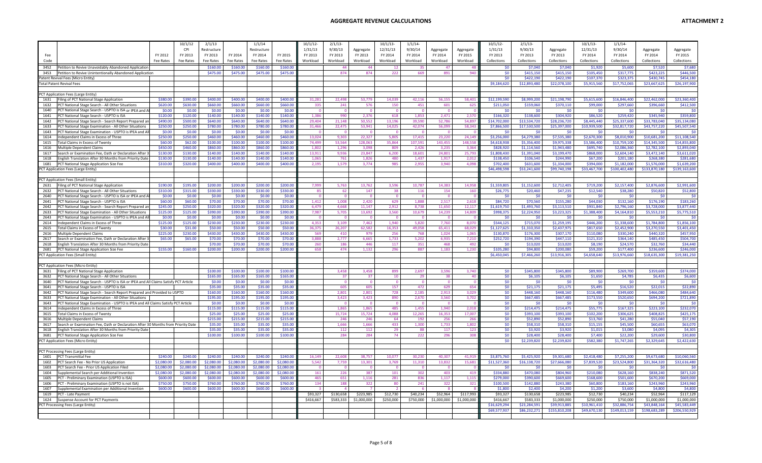# AGGREGATE REVENUE CALCULATIONS

**ATTACHMENT 2**

| Fee Code | | FY 2012 Fee Rates | 10/1/12 CPI FY 2013 Fee Rates | 2/1/13 Restructure FY 2013 Fee Rates | FY 2014 Fee Rates | 1/1/14 Restructure FY 2014 Fee Rates | FY 2015 Fee Rates | 10/1/12-1/31/13 FY 2013 Workload | 2/1/13-9/30/13 FY 2013 Workload | Aggregate FY 2013 Workload | 10/1/13-12/31/13 FY 2014 Workload | 1/1/14-9/30/14 FY 2014 Workload | Aggregate FY 2014 Workload | Aggregate FY 2015 Workload | 10/1/12-1/31/13 FY 2013 Collections | 2/1/13-9/30/13 FY 2013 Collections | Aggregate FY 2013 Collections | 10/1/13-12/31/13 FY 2014 Collections | 1/1/14-9/30/14 FY 2014 Collections | Aggregate FY 2014 Collections | Aggregate FY 2015 Collections |
|---|---|---|---|---|---|---|---|---|---|---|---|---|---|---|---|---|---|---|---|---|---|
| 3452 | Petition to Revive Unavoidably Abandoned Application | | | $160.00 | $160.00 | $160.00 | $160.00 | | 44 | 44 | 12 | 35 | 47 | 48 | $0 | $7,040 | $7,040 | $1,920 | $5,600 | $7,520 | $7,680 |
| 3453 | Petition to Revive Unintentionally Abandoned Application | | | $475.00 | $475.00 | $475.00 | $475.00 | | 874 | 874 | 222 | 669 | 891 | 940 | $0 | $415,150 | $415,150 | $105,450 | $317,775 | $423,225 | $446,500 |
| | Patent Revival Fees (Micro Entity) | | | | | | | | | | | | | | $0 | $422,190 | $422,190 | $107,370 | $323,375 | $430,745 | $454,180 |
| | Total Patent Revival Fees | | | | | | | | | | | | | | $9,184,620 | $12,893,480 | $22,078,100 | $5,915,560 | $17,752,065 | $23,667,625 | $26,197,900 |
| | **PCT Application Fees (Large Entity)** | | | | | | | | | | | | | | | | | | | | |
| 1631 | Filing of PCT National Stage Application | $380.00 | $390.00 | $400.00 | $400.00 | $400.00 | $400.00 | 31,281 | 22,498 | 53,779 | 14,039 | 42,116 | 56,155 | 58,401 | $12,199,590 | $8,999,200 | $21,198,790 | $5,615,600 | $16,846,400 | $22,462,000 | $23,360,400 |
| 1632 | PCT National Stage Search - All Other Situations | $620.00 | $630.00 | $660.00 | $660.00 | $660.00 | $660.00 | 335 | 241 | 576 | 150 | 451 | 601 | 625 | $211,050 | $159,060 | $370,110 | $99,000 | $297,660 | $396,660 | $412,500 |
| 1640 | PCT National Stage Search - USPTO is ISA or IPEA and All | $0.00 | $0.00 | $0.00 | $0.00 | $0.00 | $0.00 | 0 | 0 | 0 | 0 | 0 | 0 | 0 | $0 | $0 | $0 | $0 | $0 | $0 | $0 |
| 1641 | PCT National Stage Search - USPTO is ISA | $120.00 | $120.00 | $140.00 | $140.00 | $140.00 | $140.00 | 1,386 | 990 | 2,376 | 618 | 1,853 | 2,471 | 2,570 | $166,320 | $138,600 | $304,920 | $86,520 | $259,420 | $345,940 | $359,800 |
| 1642 | PCT National Stage Search - Search Report Prepared and | $490.00 | $500.00 | $640.00 | $640.00 | $640.00 | $640.00 | 29,404 | 21,148 | 50,552 | 13,196 | 39,590 | 52,786 | 54,897 | $14,702,000 | $13,534,720 | $28,236,720 | $8,445,440 | $25,337,600 | $33,783,040 | $35,134,080 |
| 1633 | PCT National Stage Examination - All Other Situations | $250.00 | $250.00 | $780.00 | $780.00 | $780.00 | $780.00 | 31,466 | 22,475 | 53,941 | 14,025 | 42,074 | 56,099 | 58,343 | $7,866,500 | $17,530,500 | $25,397,000 | $10,939,500 | $32,817,720 | $43,757,220 | $45,507,540 |
| 1643 | PCT National Stage Examination - USPTO is IPEA and All | $0.00 | $0.00 | $0.00 | $0.00 | $0.00 | $0.00 | 0 | 0 | 0 | 0 | 0 | 0 | 0 | $0 | $0 | $0 | $0 | $0 | $0 | $0 |
| 1614 | Independent Claims in Excess of Three | $250.00 | $250.00 | $460.00 | $460.00 | $460.00 | $460.00 | 13,024 | 9,303 | 22,327 | 5,805 | 17,415 | 23,220 | 24,149 | $3,256,000 | $4,279,380 | $7,535,380 | $2,670,300 | $8,010,900 | $10,681,200 | $11,108,540 |
| 1615 | Total Claims in Excess of Twenty | $60.00 | $62.00 | $100.00 | $100.00 | $100.00 | $100.00 | 74,499 | 53,564 | 128,063 | 35,864 | 107,591 | 143,455 | 148,558 | $4,618,938 | $5,356,400 | $9,975,338 | $3,586,400 | $10,759,100 | $14,345,500 | $14,855,800 |
| 1616 | Multiple Dependent Claims | $450.00 | $460.00 | $860.00 | $860.00 | $860.00 | $860.00 | 1,802 | 1,296 | 3,098 | 809 | 2,426 | 3,235 | 3,364 | $828,920 | $1,114,560 | $1,943,480 | $695,740 | $2,086,360 | $2,782,100 | $2,893,040 |
| 1617 | Search or Examination Fee, Oath or Declaration After 3 | $130.00 | $130.00 | $140.00 | $140.00 | $140.00 | $140.00 | 13,911 | 9,936 | 23,847 | 6,200 | 18,601 | 24,801 | 25,793 | $1,808,430 | $1,391,040 | $3,199,470 | $868,000 | $2,604,140 | $3,472,140 | $3,611,020 |
| 1618 | English Translation After 30 Months from Priority Date | $130.00 | $130.00 | $140.00 | $140.00 | $140.00 | $140.00 | 1,065 | 761 | 1,826 | 480 | 1,437 | 1,917 | 2,012 | $138,450 | $106,540 | $244,990 | $67,200 | $201,180 | $268,380 | $281,680 |
| 1681 | PCT National Stage Application Size Fee | $310.00 | $320.00 | $400.00 | $400.00 | $400.00 | $400.00 | 2,195 | 1,579 | 3,774 | 985 | 2,955 | 3,940 | 4,098 | $702,400 | $631,600 | $1,334,000 | $394,000 | $1,182,000 | $1,576,000 | $1,639,200 |
| | PCT Application Fees (Large Entity) | | | | | | | | | | | | | | $46,498,598 | $53,241,600 | $99,740,198 | $33,467,700 | $100,402,480 | $133,870,180 | $139,163,600 |
| | **PCT Application Fees (Small Entity)** | | | | | | | | | | | | | | | | | | | | |
| 2631 | Filing of PCT National Stage Application | $190.00 | $195.00 | $200.00 | $200.00 | $200.00 | $200.00 | 7,999 | 5,763 | 13,762 | 3,596 | 10,787 | 14,383 | 14,958 | $1,559,805 | $1,152,600 | $2,712,405 | $719,200 | $2,157,400 | $2,876,600 | $2,991,600 |
| 2632 | PCT National Stage Search - All Other Situations | $310.00 | $315.00 | $330.00 | $330.00 | $330.00 | $330.00 | 85 | 62 | 147 | 38 | 116 | 154 | 160 | $26,775 | $20,460 | $47,235 | $12,540 | $38,280 | $50,820 | $52,800 |
| 2640 | PCT National Stage Search - USPTO is ISA or IPEA and All | $0.00 | $0.00 | $0.00 | $0.00 | $0.00 | $0.00 | 0 | 0 | 0 | 0 | 0 | 0 | 0 | $0 | $0 | $0 | $0 | $0 | $0 | $0 |
| 2641 | PCT National Stage Search - USPTO is ISA | $60.00 | $60.00 | $70.00 | $70.00 | $70.00 | $70.00 | 1,412 | 1,008 | 2,420 | 629 | 1,888 | 2,517 | 2,618 | $84,720 | $70,560 | $155,280 | $44,030 | $132,160 | $176,190 | $183,260 |
| 2642 | PCT National Stage Search - Search Report Prepared and | $245.00 | $250.00 | $320.00 | $320.00 | $320.00 | $320.00 | 6,479 | 4,668 | 11,147 | 2,912 | 8,738 | 11,650 | 12,117 | $1,619,750 | $1,493,760 | $3,113,510 | $931,840 | $2,796,160 | $3,728,000 | $3,877,440 |
| 2633 | PCT National Stage Examination - All Other Situations | $125.00 | $125.00 | $390.00 | $390.00 | $390.00 | $390.00 | 7,987 | 5,705 | 13,692 | 3,560 | 10,679 | 14,239 | 14,809 | $998,375 | $2,224,950 | $3,223,325 | $1,388,400 | $4,164,810 | $5,553,210 | $5,775,510 |
| 2643 | PCT National Stage Examination - USPTO is IPEA and All | $0.00 | $0.00 | $0.00 | $0.00 | $0.00 | $0.00 | 0 | 0 | 0 | 0 | 0 | 0 | 0 | $0 | $0 | $0 | $0 | $0 | $0 | $0 |
| 2614 | Independent Claims in Excess of Three | $125.00 | $125.00 | $230.00 | $230.00 | $230.00 | $230.00 | 4,353 | 3,109 | 7,462 | 1,940 | 5,820 | 7,760 | 8,070 | $544,125 | $715,070 | $1,259,195 | $446,200 | $1,338,600 | $1,784,800 | $1,856,100 |
| 2615 | Total Claims in Excess of Twenty | $30.00 | $31.00 | $50.00 | $50.00 | $50.00 | $50.00 | 36,375 | 26,207 | 62,582 | 16,353 | 49,058 | 65,411 | 68,029 | $1,127,625 | $1,310,350 | $2,437,975 | $817,650 | $2,452,900 | $3,270,550 | $3,401,450 |
| 2616 | Multiple Dependent Claims | $225.00 | $230.00 | $430.00 | $430.00 | $430.00 | $430.00 | 569 | 410 | 979 | 256 | 768 | 1,024 | 1,065 | $130,870 | $176,300 | $307,170 | $110,080 | $330,240 | $440,320 | $457,950 |
| 2617 | Search or Examination Fee, Oath or Declaration After 3 | $65.00 | $65.00 | $70.00 | $70.00 | $70.00 | $70.00 | 3,888 | 2,777 | 6,665 | 1,733 | 5,202 | 6,935 | 7,210 | $252,720 | $194,390 | $447,110 | $121,310 | $364,140 | $485,450 | $504,700 |
| 2618 | English Translation After 30 Months from Priority Date | | | $70.00 | $70.00 | $70.00 | $70.00 | 260 | 186 | 446 | 117 | 351 | 468 | 492 | $0 | $13,020 | $13,020 | $8,190 | $24,570 | $32,760 | $34,440 |
| 2681 | PCT National Stage Application Size Fee | $155.00 | $160.00 | $200.00 | $200.00 | $200.00 | $200.00 | 658 | 474 | 1,132 | 296 | 887 | 1,183 | 1,230 | $105,280 | $94,800 | $200,080 | $59,200 | $177,400 | $236,600 | $246,000 |
| | PCT Application Fees (Small Entity) | | | | | | | | | | | | | | $6,450,045 | $7,466,260 | $13,916,305 | $4,658,640 | $13,976,660 | $18,635,300 | $19,381,250 |
| | **PCT Application Fees (Micro Entity)** | | | | | | | | | | | | | | | | | | | | |
| 3631 | Filing of PCT National Stage Application | | | $100.00 | $100.00 | $100.00 | $100.00 | | 3,458 | 3,458 | 899 | 2,697 | 3,596 | 3,740 | $0 | $345,800 | $345,800 | $89,900 | $269,700 | $359,600 | $374,000 |
| 3632 | PCT National Stage Search - All Other Situations | | | $165.00 | $165.00 | $165.00 | $165.00 | | 37 | 37 | 10 | 29 | 38 | 40 | $0 | $6,105 | $6,105 | $1,650 | $4,785 | $6,435 | $6,600 |
| 3640 | PCT National Stage Search - USPTO is ISA or IPEA and All Claims Satisfy PCT Article | | | $0.00 | $0.00 | $0.00 | $0.00 | | 0 | 0 | 0 | 0 | 0 | 0 | $0 | $0 | $0 | $0 | $0 | $0 | $0 |
| 3641 | PCT National Stage Search - USPTO is ISA | | | $35.00 | $35.00 | $35.00 | $35.00 | | 605 | 605 | 157 | 472 | 629 | 654 | $0 | $21,175 | $21,175 | $5,495 | $16,520 | $22,015 | $22,890 |
| 3642 | PCT National Stage Search - Search Report Prepared and Provided to USPTO | | | $160.00 | $160.00 | $160.00 | $160.00 | | 2,801 | 2,801 | 728 | 2,185 | 2,913 | 3,029 | $0 | $448,160 | $448,160 | $116,480 | $349,600 | $466,080 | $484,640 |
| 3633 | PCT National Stage Examination - All Other Situations | | | $195.00 | $195.00 | $195.00 | $195.00 | | 3,423 | 3,423 | 890 | 2,670 | 3,560 | 3,702 | $0 | $667,485 | $667,485 | $173,550 | $520,650 | $694,200 | $721,890 |
| 3643 | PCT National Stage Examination - USPTO is IPEA and All Claims Satisfy PCT Article | | | $0.00 | $0.00 | $0.00 | $0.00 | | 0 | 0 | 0 | 0 | 0 | 0 | $0 | $0 | $0 | $0 | $0 | $0 | $0 |
| 3614 | Independent Claims in Excess of Three | | | $115.00 | $115.00 | $115.00 | $115.00 | | 1,865 | 1,865 | 485 | 1,455 | 1,940 | 2,018 | $0 | $214,475 | $214,475 | $55,775 | $167,325 | $223,100 | $232,070 |
| 3615 | Total Claims in Excess of Twenty | | | $25.00 | $25.00 | $25.00 | $25.00 | | 15,724 | 15,724 | 4,088 | 12,265 | 16,353 | 17,007 | $0 | $393,100 | $393,100 | $102,200 | $306,625 | $408,825 | $425,175 |
| 3616 | Multiple Dependent Claims | | | $215.00 | $215.00 | $215.00 | $215.00 | | 246 | 246 | 64 | 192 | 256 | 266 | $0 | $52,890 | $52,890 | $13,760 | $41,280 | $55,040 | $57,190 |
| 3617 | Search or Examination Fee, Oath or Declaration After 30 Months from Priority Date | | | $35.00 | $35.00 | $35.00 | $35.00 | | 1,666 | 1,666 | 433 | 1,300 | 1,733 | 1,802 | $0 | $58,310 | $58,310 | $15,155 | $45,500 | $60,655 | $63,070 |
| 3618 | English Translation After 30 Months from Priority Date | | | $35.00 | $35.00 | $35.00 | $35.00 | | 112 | 112 | 29 | 88 | 117 | 123 | $0 | $3,920 | $3,920 | $1,015 | $3,080 | $4,095 | $4,305 |
| 3681 | PCT National Stage Application Size Fee | | | $100.00 | $100.00 | $100.00 | $100.00 | | 284 | 284 | 74 | 222 | 296 | 308 | $0 | $28,400 | $28,400 | $7,400 | $22,200 | $29,600 | $30,800 |
| | PCT Application Fees (Micro Entity) | | | | | | | | | | | | | | $0 | $2,239,820 | $2,239,820 | $582,380 | $1,747,265 | $2,329,645 | $2,422,630 |
| | **PCT Processing Fees (Large Entity)** | | | | | | | | | | | | | | | | | | | | |
| 1601 | PCT Transmittal Fee | $240.00 | $240.00 | $240.00 | $240.00 | $240.00 | $240.00 | 16,149 | 22,608 | 38,757 | 10,077 | 30,230 | 40,307 | 41,919 | $3,875,760 | $5,425,920 | $9,301,680 | $2,418,480 | $7,255,200 | $9,673,680 | $10,060,560 |
| 1602 | PCT Search Fee - No Prior US Application | $2,080.00 | $2,080.00 | $2,080.00 | $2,080.00 | $2,080.00 | $2,080.00 | 5,542 | 7,759 | 13,301 | 3,769 | 11,310 | 13,832 | 15,681 | $11,527,360 | $16,138,720 | $27,666,080 | $7,839,520 | $23,524,800 | $31,364,320 | $32,616,480 |
| 1603 | PCT Search Fee - Prior US Application Filed | $2,080.00 | $2,080.00 | $2,080.00 | $2,080.00 | $2,080.00 | $2,080.00 | 0 | 0 | 0 | 0 | 0 | 0 | 0 | $0 | $0 | $0 | $0 | $0 | $0 | $0 |
| 1604 | Supplemental Search per Additional Invention | $2,080.00 | $2,080.00 | $2,080.00 | $2,080.00 | $2,080.00 | $2,080.00 | 161 | 226 | 387 | 101 | 302 | 403 | 419 | $334,880 | $470,080 | $804,960 | $210,080 | $628,160 | $838,240 | $871,520 |
| 1605 | PCT - Preliminary Examination (USPTO is ISA) | $600.00 | $600.00 | $600.00 | $600.00 | $600.00 | $600.00 | 465 | 651 | 1,116 | 281 | 836 | 1,117 | 1,115 | $279,000 | $390,600 | $669,600 | $168,600 | $501,600 | $670,200 | $669,000 |
| 1606 | PCT - Preliminary Examination (USPTO is not ISA) | $750.00 | $750.00 | $760.00 | $760.00 | $760.00 | $760.00 | 134 | 188 | 322 | 80 | 241 | 322 | 321 | $100,500 | $142,880 | $243,380 | $60,800 | $183,160 | $243,960 | $243,960 |
| 1607 | Supplemental Examination per Additional Invention | $600.00 | $600.00 | $600.00 | $600.00 | $600.00 | $600.00 | 3 | 4 | 7 | 2 | 6 | 8 | 8 | $1,800 | $2,400 | $4,200 | $1,200 | $3,600 | $4,800 | $4,800 |
| 1619 | PCT - Late Payment | | | | | | | $93,327 | $130,658 | $223,985 | $12,730 | $40,234 | $52,964 | $117,993 | $93,327 | $130,658 | $223,985 | $12,730 | $40,234 | $52,964 | $117,129 |
| 1624 | Suspense Account for PCT Payments | | | | | | | $416,667 | $583,333 | $1,000,000 | $250,000 | $750,000 | $1,000,000 | $1,000,000 | $416,667 | $583,333 | $1,000,000 | $250,000 | $750,000 | $1,000,000 | $1,000,000 |
| | PCT Processing Fees (Large Entity) | | | | | | | | | | | | | | $16,629,294 | $23,284,591 | $39,913,885 | $10,961,410 | $32,886,754 | $43,848,164 | $45,583,449 |
| | | | | | | | | | | | | | | | $69,577,937 | $86,232,271 | $155,810,208 | $49,670,130 | $149,013,159 | $198,683,289 | $206,550,929 |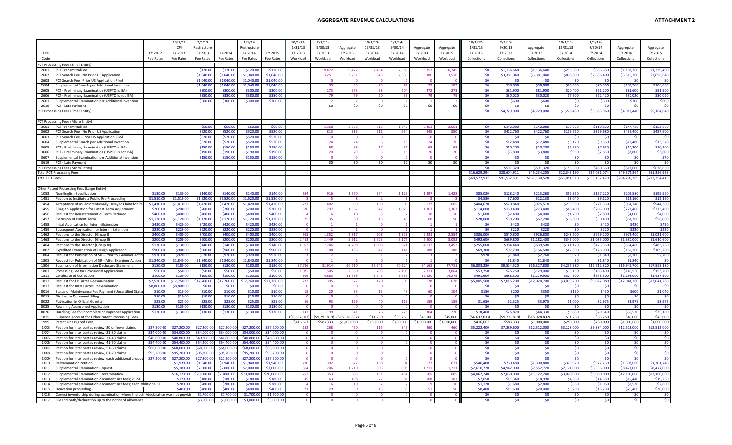# AGGREGATE REVENUE CALCULATIONS

**ATTACHMENT 2**

| Fee Code | | FY 2012 Fee Rates | 10/1/12 CPI FY 2013 Fee Rates | 2/1/13 Restructure FY 2013 Fee Rates | FY 2014 Fee Rates | 1/1/14 Restructure FY 2014 Fee Rates | FY 2015 Fee Rates | 10/1/12-1/31/13 FY 2013 Workload | 2/1/13-9/30/13 FY 2013 Workload | Aggregate FY 2013 Workload | 10/1/13-12/31/13 FY 2014 Workload | 1/1/14-9/30/14 FY 2014 Workload | Aggregate FY 2014 Workload | Aggregate FY 2015 Workload | 10/1/12-1/31/13 FY 2013 Collections | 2/1/13-9/30/13 FY 2013 Collections | Aggregate FY 2013 Collections | 10/1/13-12/31/13 FY 2014 Collections | 1/1/14-9/30/14 FY 2014 Collections | Aggregate FY 2014 Collections | Aggregate FY 2015 Collections |
|---|---|---|---|---|---|---|---|---|---|---|---|---|---|---|---|---|---|---|---|---|---|
| PCT Processing Fees (Small Entity) | | | | | | | | | | | | | | | | | | | | | |
| 2601 | PCT Transmittal Fee | | | $120.00 | $120.00 | $120.00 | $120.00 | | 9,472 | 9,472 | 2,464 | 7,389 | 9,853 | 10,245 | $0 | $1,136,640 | $1,136,640 | $295,680 | $886,680 | $1,182,360 | $1,229,400 |
| 2602 | PCT Search Fee - No Prior US Application | | | $1,040.00 | $1,040.00 | $1,040.00 | $1,040.00 | | 3,251 | 3,251 | 845 | 2,535 | 3,380 | 3,516 | $0 | $3,381,040 | $3,381,040 | $878,800 | $2,636,400 | $3,515,200 | $3,656,640 |
| 2603 | PCT Search Fee - Prior US Application Filed | | | $1,040.00 | $1,040.00 | $1,040.00 | $1,040.00 | | 0 | 0 | 0 | 0 | 0 | 0 | $0 | $0 | $0 | $0 | $0 | $0 | $0 |
| 2604 | Supplemental Search per Additional Invention | | | $1,040.00 | $1,040.00 | $1,040.00 | $1,040.00 | | 95 | 95 | 25 | 74 | 99 | 102 | $0 | $98,800 | $98,800 | $26,000 | $76,960 | $102,960 | $106,080 |
| 2605 | PCT - Preliminary Examination (USPTO is ISA) | | | $300.00 | $300.00 | $300.00 | $300.00 | | 273 | 273 | 68 | 204 | 272 | 273 | $0 | $81,900 | $81,900 | $20,400 | $61,200 | $81,600 | $81,900 |
| 2606 | PCT - Preliminary Examination (USPTO is not ISA) | | | $380.00 | $380.00 | $380.00 | $380.00 | | 79 | 79 | 20 | 59 | 79 | 79 | $0 | $30,020 | $30,020 | $7,600 | $22,420 | $30,020 | $30,020 |
| 2607 | Supplemental Examination per Additional Invention | | | $300.00 | $300.00 | $300.00 | $300.00 | | 2 | 2 | 0 | 1 | 1 | 2 | $0 | $600 | $600 | $0 | $300 | $300 | $600 |
| 2619 | PCT - Late Payment | | | | | | | | $0 | $0 | $0 | $0 | $0 | $0 | $0 | $0 | $0 | $0 | $0 | $0 | $0 |
| PCT Processing Fees (Small Entity) | | | | | | | | | | | | | | | $0 | $4,729,000 | $4,729,000 | $1,228,480 | $3,683,960 | $4,912,440 | $5,104,640 |
| PCT Processing Fees (Micro Entity) | | | | | | | | | | | | | | | | | | | | | |
| 3601 | PCT Transmittal Fee | | | $60.00 | $60.00 | $60.00 | $60.00 | | 2,368 | 2,368 | 616 | 1,847 | 2,463 | 2,561 | $0 | $142,080 | $142,080 | $36,960 | $110,820 | $147,780 | $153,660 |
| 3602 | PCT Search Fee - No Prior US Application | | | $520.00 | $520.00 | $520.00 | $520.00 | | 813 | 813 | 211 | 634 | 845 | 880 | $0 | $422,760 | $422,760 | $109,720 | $329,680 | $439,400 | $457,600 |
| 3603 | PCT Search Fee - Prior US Application Filed | | | $520.00 | $520.00 | $520.00 | $520.00 | | 0 | 0 | 0 | 0 | 0 | 0 | $0 | $0 | $0 | $0 | $0 | $0 | $0 |
| 3604 | Supplemental Search per Additional Invention | | | $520.00 | $520.00 | $520.00 | $520.00 | | 24 | 24 | 6 | 18 | 24 | 26 | $0 | $12,480 | $12,480 | $3,120 | $9,360 | $12,480 | $13,520 |
| 3605 | PCT - Preliminary Examination (USPTO is ISA) | | | $150.00 | $150.00 | $150.00 | $150.00 | | 68 | 68 | 17 | 51 | 68 | 68 | $0 | $10,200 | $10,200 | $2,550 | $7,650 | $10,200 | $10,200 |
| 3606 | PCT - Preliminary Examination (USPTO is not ISA) | | | $190.00 | $190.00 | $190.00 | $190.00 | | 20 | 20 | 5 | 15 | 20 | 20 | $0 | $3,800 | $3,800 | $950 | $2,850 | $3,800 | $3,800 |
| 3607 | Supplemental Examination per Additional Invention | | | $150.00 | $150.00 | $150.00 | $150.00 | | 0 | 0 | 0 | 0 | 0 | 0 | $0 | $0 | $0 | $0 | $0 | $0 | $70 |
| 3619 | PCT - Late Payment | | | | | | | | $0 | $0 | $0 | $0 | $0 | $0 | $0 | $0 | $0 | $0 | $0 | $0 | $0 |
| PCT Processing Fees (Micro Entity) | | | | | | | | | | | | | | | $0 | $591,320 | $591,320 | $153,300 | $460,360 | $613,660 | $638,850 |
| Total PCT Processing Fees | | | | | | | | | | | | | | | $16,629,294 | $28,604,911 | $45,234,205 | $12,343,190 | $37,031,074 | $49,374,264 | $51,326,939 |
| Total PCT Fees | | | | | | | | | | | | | | | $69,577,937 | $91,552,591 | $161,130,528 | $51,051,910 | $153,157,479 | $204,209,389 | $212,294,419 |
| Other Patent Processing Fees (Large Entity) | | | | | | | | | | | | | | | | | | | | | |
| 1053 | Non-English Specification | $130.00 | $130.00 | $140.00 | $140.00 | $140.00 | $140.00 | 654 | 916 | 1,570 | 374 | 1,123 | 1,497 | 1,428 | $85,020 | $128,240 | $213,260 | $52,360 | $157,220 | $209,580 | $199,920 |
| 1451 | Petition to Institute a Public Use Proceeding | $1,510.00 | $1,510.00 | $1,520.00 | $1,520.00 | $1,520.00 | $1,520.00 | 3 | 5 | 8 | 2 | 6 | 8 | 8 | $4,530 | $7,600 | $12,130 | $3,040 | $9,120 | $12,160 | $12,160 |
| 1454 | Acceptance of an Unintentionally Delayed Claim for Pri | $1,410.00 | $1,410.00 | $1,420.00 | $1,420.00 | $1,420.00 | $1,420.00 | 287 | 402 | 689 | 169 | 508 | 677 | 665 | $404,670 | $570,840 | $975,510 | $239,980 | $721,360 | $961,340 | $944,300 |
| 1455 | Filing an Application for Patent Term Adjustment | $200.00 | $200.00 | $200.00 | $200.00 | $200.00 | $200.00 | 570 | 797 | 1,367 | 342 | 1,025 | 1,367 | 1,367 | $114,000 | $159,400 | $273,400 | $68,400 | $205,000 | $273,400 | $273,400 |
| 1456 | Request for Reinstatement of Term Reduced | $400.00 | $400.00 | $400.00 | $400.00 | $400.00 | $400.00 | 4 | 6 | 10 | 3 | 7 | 10 | 10 | $1,600 | $2,400 | $4,000 | $1,200 | $2,800 | $4,000 | $4,000 |
| 1457 | Extension of Patent Term | $1,120.00 | $1,120.00 | $1,120.00 | $1,120.00 | $1,120.00 | $1,120.00 | 25 | 35 | 60 | 15 | 45 | 60 | 50 | $28,000 | $39,200 | $67,200 | $16,800 | $50,400 | $67,200 | $56,000 |
| 1458 | Initial Application for Interim Extension | $420.00 | $420.00 | $420.00 | $420.00 | $420.00 | $420.00 | 0 | 1 | 1 | 0 | 1 | 1 | 1 | $0 | $420 | $420 | $0 | $420 | $420 | $420 |
| 1459 | Subsequent Application for Interim Extension | $220.00 | $220.00 | $220.00 | $220.00 | $220.00 | $220.00 | 0 | 1 | 1 | 0 | 1 | 1 | 1 | $0 | $220 | $220 | $0 | $220 | $220 | $220 |
| 1462 | Petitions to the Director (Group I) | $400.00 | $400.00 | $400.00 | $400.00 | $400.00 | $400.00 | 965 | 1,352 | 2,317 | 608 | 1,823 | 2,431 | 2,554 | $386,000 | $540,800 | $926,800 | $243,200 | $729,200 | $972,400 | $1,021,600 |
| 1463 | Petitions to the Director (Group II) | $200.00 | $200.00 | $200.00 | $200.00 | $200.00 | $200.00 | 2,463 | 3,449 | 5,912 | 1,725 | 5,175 | 6,900 | 8,053 | $492,600 | $689,800 | $1,182,400 | $345,000 | $1,035,000 | $1,380,000 | $1,610,600 |
| 1464 | Petitions to the Director (Group III) | $130.00 | $130.00 | $140.00 | $140.00 | $140.00 | $140.00 | 1,962 | 2,746 | 4,708 | 1,008 | 3,024 | 4,032 | 3,452 | $255,060 | $384,440 | $639,500 | $141,120 | $423,360 | $564,480 | $483,280 |
| 1802 | Expedited Examination of Design Application | $900.00 | $900.00 | $900.00 | $900.00 | $900.00 | $900.00 | 77 | 108 | 185 | 47 | 141 | 188 | 188 | $69,300 | $97,200 | $166,500 | $42,300 | $126,900 | $169,200 | $169,200 |
| 1804 | Request for Publication of SIR - Prior to Examiner Actio | $920.00 | $920.00 | $920.00 | $920.00 | $920.00 | $920.00 | 1 | 2 | 3 | 1 | 2 | 3 | 3 | $920 | $1,840 | $2,760 | $920 | $1,840 | $2,760 | $2,760 |
| 1805 | Request for Publication of SIR - After Examiner Action | $1,840.00 | $1,840.00 | $1,840.00 | $1,840.00 | $1,840.00 | $1,840.00 | 0 | 1 | 1 | 0 | 1 | 1 | 0 | $0 | $1,840 | $1,840 | $0 | $1,840 | $1,840 | $0 |
| 1806 | Submission of Information Disclosure Statement | $180.00 | $180.00 | $180.00 | $180.00 | $180.00 | $180.00 | 37,796 | 52,914 | 90,710 | 23,541 | 70,624 | 94,165 | 97,751 | $6,803,280 | $9,524,520 | $16,327,800 | $4,237,380 | $12,712,320 | $16,949,700 | $17,595,180 |
| 1807 | Processing Fee for Provisional Applications | $50.00 | $50.00 | $50.00 | $50.00 | $50.00 | $50.00 | 1,075 | 1,505 | 2,580 | 703 | 2,108 | 2,811 | 3,064 | $53,750 | $75,250 | $129,000 | $35,150 | $105,400 | $140,550 | $153,200 |
| 1811 | Certificate of Correction | $100.00 | $100.00 | $100.00 | $100.00 | $100.00 | $100.00 | 4,916 | 6,883 | 11,799 | 3,245 | 9,735 | 12,980 | 14,279 | $491,600 | $688,300 | $1,179,900 | $324,500 | $973,500 | $1,298,000 | $1,427,900 |
| 1812 | Request for Ex Partes Reexamination | $2,520.00 | $17,750.00 | $17,760.00 | $17,760.00 | $17,760.00 | $17,760.00 | 282 | 395 | 677 | 170 | 508 | 678 | 678 | $5,005,500 | $7,015,200 | $12,020,700 | $3,019,200 | $9,022,080 | $12,041,280 | $12,041,280 |
| 1813 | Request for Inter Partes Reexamination | $8,800.00 | $8,800.00 | $0.00 | $0.00 | $0.00 | $0.00 | 0 | 0 | 0 | 0 | 0 | 0 | 0 | $0 | $0 | $0 | $0 | $0 | $0 | $0 |
| 8016 | Status of Maintenance Fee Payment (Uncertified Stater | $10.00 | $10.00 | $10.00 | $10.00 | $10.00 | $10.00 | 15 | 20 | 35 | 15 | 45 | 60 | 104 | $150 | $200 | $350 | $150 | $450 | $600 | $1,040 |
| 8018 | Disclosure Document Filing | $10.00 | $10.00 | $10.00 | $10.00 | $10.00 | $10.00 | 0 | 0 | 0 | 0 | 0 | 0 | 0 | $0 | $0 | $0 | $0 | $0 | $0 | $0 |
| 8022 | Publication in Official Gazette | $25.00 | $25.00 | $25.00 | $25.00 | $25.00 | $25.00 | 66 | 93 | 159 | 40 | 119 | 159 | 159 | $1,650 | $2,325 | $3,975 | $1,000 | $2,975 | $3,975 | $3,975 |
| 8025 | Retaining Abandoned Application | $130.00 | $130.00 | $130.00 | $130.00 | $130.00 | $130.00 | 0 | 0 | 0 | 0 | 0 | 0 | 0 | $0 | $0 | $0 | $0 | $0 | $0 | $0 |
| 8026 | Handling Fee for Incomplete or Improper Application | $130.00 | $130.00 | $130.00 | $130.00 | $130.00 | $130.00 | 142 | 199 | 341 | 76 | 228 | 304 | 270 | $18,460 | $25,870 | $44,330 | $9,880 | $29,640 | $39,520 | $35,100 |
| 1815 | Suspense Account for Other Patent Processing Fees | | | | | | | ($6,637,013) | ($9,291,819) | ($15,928,832) | $11,250 | $33,750 | $45,000 | $45,000 | ($6,637,013) | ($9,291,819) | ($15,928,832) | $11,250 | $33,750 | $45,000 | $45,000 |
| 1999 | Patent Unassigned Fees | | | | | | | $416,667 | $583,333 | $1,000,000 | $250,000 | $750,000 | $1,000,000 | $1,000,000 | $416,667 | $583,333 | $1,000,000 | $250,000 | $750,000 | $1,000,000 | $1,000,000 |
| 1XX3 | Petition for inter partes review, 20 or fewer claims | $27,200.00 | $27,200.00 | $27,200.00 | $27,200.00 | $27,200.00 | $27,200.00 | 192 | 268 | 460 | 115 | 345 | 460 | 460 | $5,222,400 | $7,289,600 | $12,512,000 | $3,128,000 | $9,384,000 | $12,512,000 | $12,512,000 |
| 1XX4 | Petition for inter partes review, 21-30 claims | $34,000.00 | $34,000.00 | $34,000.00 | $34,000.00 | $34,000.00 | $34,000.00 | 0 | 0 | 0 | 0 | 0 | 0 | 0 | $0 | $0 | $0 | $0 | $0 | $0 | $0 |
| 1XX5 | Petition for inter partes review, 31-40 claims | $40,800.00 | $40,800.00 | $40,800.00 | $40,800.00 | $40,800.00 | $40,800.00 | 0 | 0 | 0 | 0 | 0 | 0 | 0 | $0 | $0 | $0 | $0 | $0 | $0 | $0 |
| 1XX6 | Petition for inter partes review, 41-50 claims | $54,400.00 | $54,400.00 | $54,400.00 | $54,400.00 | $54,400.00 | $54,400.00 | 0 | 0 | 0 | 0 | 0 | 0 | 0 | $0 | $0 | $0 | $0 | $0 | $0 | $0 |
| 1XX7 | Petition for inter partes review, 51-60 claims | $68,000.00 | $68,000.00 | $68,000.00 | $68,000.00 | $68,000.00 | $68,000.00 | 0 | 0 | 0 | 0 | 0 | 0 | 0 | $0 | $0 | $0 | $0 | $0 | $0 | $0 |
| 1XX8 | Petition for inter partes review, 61-70 claims | $95,200.00 | $95,200.00 | $95,200.00 | $95,200.00 | $95,200.00 | $95,200.00 | 0 | 0 | 0 | 0 | 0 | 0 | 0 | $0 | $0 | $0 | $0 | $0 | $0 | $0 |
| 1XX9 | Petition for inter partes review, each additional group o | $27,200.00 | $27,200.00 | $27,200.00 | $27,200.00 | $27,200.00 | $27,200.00 | 0 | 0 | 0 | 0 | 0 | 0 | 0 | $0 | $0 | $0 | $0 | $0 | $0 | $0 |
| 1X10 | Reexamination Petition | | $1,930.00 | $1,940.00 | $1,940.00 | $1,940.00 | $1,940.00 | 280 | 392 | 672 | 168 | 504 | 672 | 671 | $540,400 | $760,480 | $1,300,880 | $325,920 | $977,760 | $1,303,680 | $1,301,740 |
| 1X11 | Supplemental Examination Request | | $5,180.00 | $7,000.00 | $7,000.00 | $7,000.00 | $7,000.00 | 504 | 706 | 1,210 | 303 | 908 | 1,211 | 1,211 | $2,610,720 | $4,942,000 | $7,552,720 | $2,121,000 | $6,356,000 | $8,477,000 | $8,477,000 |
| 1X12 | Supplemental Examination Reexamination | | $16,120.00 | $20,000.00 | $20,000.00 | $20,000.00 | $20,000.00 | 252 | 353 | 605 | 151 | 454 | 605 | 605 | $4,062,240 | $7,060,000 | $11,122,240 | $3,020,000 | $9,080,000 | $12,100,000 | $12,100,000 |
| 1X13 | Supplemental examination document size fees; 21-50 | | $170.00 | $180.00 | $180.00 | $180.00 | $180.00 | 45 | 63 | 108 | 27 | 81 | 108 | 107 | $7,650 | $11,340 | $18,990 | $4,860 | $14,580 | $19,440 | $19,260 |
| 1X14 | Supplemental examination document size fees; each additional 50 | | $280.00 | $280.00 | $280.00 | $280.00 | $280.00 | 4 | 6 | 10 | 2 | 7 | 9 | 10 | $1,120 | $1,680 | $2,800 | $560 | $1,960 | $2,520 | $2,800 |
| 1X15 | Derivation proceeding | | $400.00 | $400.00 | $400.00 | $400.00 | $400.00 | 21 | 29 | 50 | 13 | 38 | 51 | 50 | $8,400 | $11,600 | $20,000 | $5,200 | $15,200 | $20,400 | $20,000 |
| 1X16 | Correct inventorship during examination where the oath/declaration was not provid | | | $1,700.00 | $1,700.00 | $1,700.00 | $1,700.00 | 0 | 0 | 0 | 0 | 0 | 0 | 0 | $0 | $0 | $0 | $0 | $0 | $0 | $0 |
| 1X17 | File and oath/declaration up to the notice of allowance | | | $3,000.00 | $3,000.00 | $3,000.00 | $3,000.00 | 0 | 0 | 0 | 0 | 0 | 0 | 0 | $0 | $0 | $0 | $0 | $0 | $0 | $0 |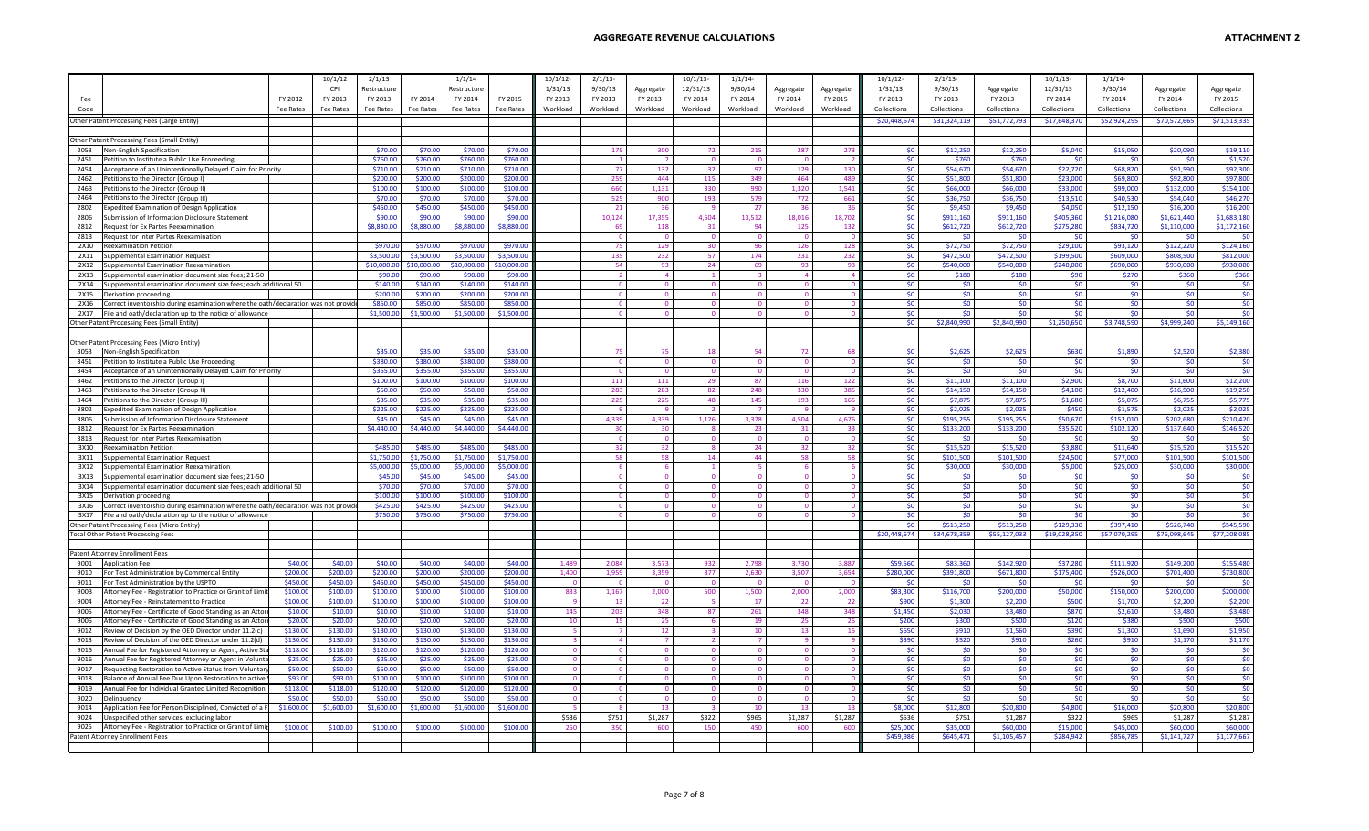# AGGREGATE REVENUE CALCULATIONS

**ATTACHMENT 2**

| Fee Code | | FY 2012 Fee Rates | 10/1/12 CPI FY 2013 Fee Rates | 2/1/13 Restructure FY 2013 Fee Rates | FY 2014 Fee Rates | 1/1/14 Restructure FY 2014 Fee Rates | FY 2015 Fee Rates | 10/1/12-1/31/13 FY 2013 Workload | 2/1/13-9/30/13 FY 2013 Workload | Aggregate FY 2013 Workload | 10/1/13-12/31/13 FY 2014 Workload | 1/1/14-9/30/14 FY 2014 Workload | Aggregate FY 2014 Workload | Aggregate FY 2015 Workload | 10/1/12-1/31/13 FY 2013 Collections | 2/1/13-9/30/13 FY 2013 Collections | Aggregate FY 2013 Collections | 10/1/13-12/31/13 FY 2014 Collections | 1/1/14-9/30/14 FY 2014 Collections | Aggregate FY 2014 Collections | Aggregate FY 2015 Collections |
|---|---|---|---|---|---|---|---|---|---|---|---|---|---|---|---|---|---|---|---|---|---|
| | Other Patent Processing Fees (Large Entity) | | | | | | | | | | | | | | $20,448,674 | $31,324,119 | $51,772,793 | $17,648,370 | $52,924,295 | $70,572,665 | $71,513,335 |
| | | | | | | | | | | | | | | | | | | | | | |
| | Other Patent Processing Fees (Small Entity) | | | | | | | | | | | | | | | | | | | | |
| 2053 | Non-English Specification | | | $70.00 | $70.00 | $70.00 | $70.00 | | 175 | 300 | 72 | 215 | 287 | 273 | $0 | $12,250 | $12,250 | $5,040 | $15,050 | $20,090 | $19,110 |
| 2451 | Petition to Institute a Public Use Proceeding | | | $760.00 | $760.00 | $760.00 | $760.00 | | 1 | 2 | 0 | 0 | 0 | 2 | $0 | $760 | $760 | $0 | $0 | $0 | $1,520 |
| 2454 | Acceptance of an Unintentionally Delayed Claim for Priority | | | $710.00 | $710.00 | $710.00 | $710.00 | | 77 | 132 | 32 | 97 | 129 | 130 | $0 | $54,670 | $54,670 | $22,720 | $68,870 | $91,590 | $92,300 |
| 2462 | Petitions to the Director (Group I) | | | $200.00 | $200.00 | $200.00 | $200.00 | | 259 | 444 | 115 | 349 | 464 | 489 | $0 | $51,800 | $51,800 | $23,000 | $69,800 | $92,800 | $97,800 |
| 2463 | Petitions to the Director (Group II) | | | $100.00 | $100.00 | $100.00 | $100.00 | | 660 | 1,131 | 330 | 990 | 1,320 | 1,541 | $0 | $66,000 | $66,000 | $33,000 | $99,000 | $132,000 | $154,100 |
| 2464 | Petitions to the Director (Group III) | | | $70.00 | $70.00 | $70.00 | $70.00 | | 525 | 900 | 193 | 579 | 772 | 661 | $0 | $36,750 | $36,750 | $13,510 | $40,530 | $54,040 | $46,270 |
| 2802 | Expedited Examination of Design Application | | | $450.00 | $450.00 | $450.00 | $450.00 | | 21 | 36 | 9 | 27 | 36 | 36 | $0 | $9,450 | $9,450 | $4,050 | $12,150 | $16,200 | $16,200 |
| 2806 | Submission of Information Disclosure Statement | | | $90.00 | $90.00 | $90.00 | $90.00 | | 10,124 | 17,355 | 4,504 | 13,512 | 18,016 | 18,702 | $0 | $911,160 | $911,160 | $405,360 | $1,216,080 | $1,621,440 | $1,683,180 |
| 2812 | Request for Ex Partes Reexamination | | | $8,880.00 | $8,880.00 | $8,880.00 | $8,880.00 | | 69 | 118 | 31 | 94 | 125 | 132 | $0 | $612,720 | $612,720 | $275,280 | $834,720 | $1,110,000 | $1,172,160 |
| 2813 | Request for Inter Partes Reexamination | | | | | | | | 0 | 0 | 0 | 0 | 0 | 0 | $0 | $0 | $0 | $0 | $0 | $0 | $0 |
| 2X10 | Reexamination Petition | | | $970.00 | $970.00 | $970.00 | $970.00 | | 75 | 129 | 30 | 96 | 126 | 128 | $0 | $72,750 | $72,750 | $29,100 | $93,120 | $122,220 | $124,160 |
| 2X11 | Supplemental Examination Request | | | $3,500.00 | $3,500.00 | $3,500.00 | $3,500.00 | | 135 | 232 | 57 | 174 | 231 | 232 | $0 | $472,500 | $472,500 | $199,500 | $609,000 | $808,500 | $812,000 |
| 2X12 | Supplemental Examination Reexamination | | | $10,000.00 | $10,000.00 | $10,000.00 | $10,000.00 | | 54 | 93 | 24 | 69 | 93 | 93 | $0 | $540,000 | $540,000 | $240,000 | $690,000 | $930,000 | $930,000 |
| 2X13 | Supplemental examination document size fees; 21-50 | | | $90.00 | $90.00 | $90.00 | $90.00 | | 2 | 4 | 1 | 3 | 4 | 4 | $0 | $180 | $180 | $90 | $270 | $360 | $360 |
| 2X14 | Supplemental examination document size fees; each additional 50 | | | $140.00 | $140.00 | $140.00 | $140.00 | | 0 | 0 | 0 | 0 | 0 | 0 | $0 | $0 | $0 | $0 | $0 | $0 | $0 |
| 2X15 | Derivation proceeding | | | $200.00 | $200.00 | $200.00 | $200.00 | | 0 | 0 | 0 | 0 | 0 | 0 | $0 | $0 | $0 | $0 | $0 | $0 | $0 |
| 2X16 | Correct inventorship during examination where the oath/declaration was not provide | | | $850.00 | $850.00 | $850.00 | $850.00 | | 0 | 0 | 0 | 0 | 0 | 0 | $0 | $0 | $0 | $0 | $0 | $0 | $0 |
| 2X17 | File and oath/declaration up to the notice of allowance | | | $1,500.00 | $1,500.00 | $1,500.00 | $1,500.00 | | 0 | 0 | 0 | 0 | 0 | 0 | $0 | $0 | $0 | $0 | $0 | $0 | $0 |
| | Other Patent Processing Fees (Small Entity) | | | | | | | | | | | | | | $0 | $2,840,990 | $2,840,990 | $1,250,650 | $3,748,590 | $4,999,240 | $5,149,160 |
| | | | | | | | | | | | | | | | | | | | | | |
| | Other Patent Processing Fees (Micro Entity) | | | | | | | | | | | | | | | | | | | | |
| 3053 | Non-English Specification | | | $35.00 | $35.00 | $35.00 | $35.00 | | 75 | 75 | 18 | 54 | 72 | 68 | $0 | $2,625 | $2,625 | $630 | $1,890 | $2,520 | $2,380 |
| 3451 | Petition to Institute a Public Use Proceeding | | | $380.00 | $380.00 | $380.00 | $380.00 | | 0 | 0 | 0 | 0 | 0 | 0 | $0 | $0 | $0 | $0 | $0 | $0 | $0 |
| 3454 | Acceptance of an Unintentionally Delayed Claim for Priority | | | $355.00 | $355.00 | $355.00 | $355.00 | | 0 | 0 | 0 | 0 | 0 | 0 | $0 | $0 | $0 | $0 | $0 | $0 | $0 |
| 3462 | Petitions to the Director (Group I) | | | $100.00 | $100.00 | $100.00 | $100.00 | | 111 | 111 | 29 | 87 | 116 | 122 | $0 | $11,100 | $11,100 | $2,900 | $8,700 | $11,600 | $12,200 |
| 3463 | Petitions to the Director (Group II) | | | $50.00 | $50.00 | $50.00 | $50.00 | | 283 | 283 | 82 | 248 | 330 | 385 | $0 | $14,150 | $14,150 | $4,100 | $12,400 | $16,500 | $19,250 |
| 3464 | Petitions to the Director (Group III) | | | $35.00 | $35.00 | $35.00 | $35.00 | | 225 | 225 | 48 | 145 | 193 | 165 | $0 | $7,875 | $7,875 | $1,680 | $5,075 | $6,755 | $5,775 |
| 3802 | Expedited Examination of Design Application | | | $225.00 | $225.00 | $225.00 | $225.00 | | 9 | 9 | 2 | 7 | 9 | 9 | $0 | $2,025 | $2,025 | $450 | $1,575 | $2,025 | $2,025 |
| 3806 | Submission of Information Disclosure Statement | | | $45.00 | $45.00 | $45.00 | $45.00 | | 4,339 | 4,339 | 1,126 | 3,378 | 4,504 | 4,676 | $0 | $195,255 | $195,255 | $50,670 | $152,010 | $202,680 | $210,420 |
| 3812 | Request for Ex Partes Reexamination | | | $4,440.00 | $4,440.00 | $4,440.00 | $4,440.00 | | 30 | 30 | 8 | 23 | 31 | 33 | $0 | $133,200 | $133,200 | $35,520 | $102,120 | $137,640 | $146,520 |
| 3813 | Request for Inter Partes Reexamination | | | | | | | | 0 | 0 | 0 | 0 | 0 | 0 | $0 | $0 | $0 | $0 | $0 | $0 | $0 |
| 3X10 | Reexamination Petition | | | $485.00 | $485.00 | $485.00 | $485.00 | | 32 | 32 | 8 | 24 | 32 | 32 | $0 | $15,520 | $15,520 | $3,880 | $11,640 | $15,520 | $15,520 |
| 3X11 | Supplemental Examination Request | | | $1,750.00 | $1,750.00 | $1,750.00 | $1,750.00 | | 58 | 58 | 14 | 44 | 58 | 58 | $0 | $101,500 | $101,500 | $24,500 | $77,000 | $101,500 | $101,500 |
| 3X12 | Supplemental Examination Reexamination | | | $5,000.00 | $5,000.00 | $5,000.00 | $5,000.00 | | 6 | 6 | 1 | 5 | 6 | 6 | $0 | $30,000 | $30,000 | $5,000 | $25,000 | $30,000 | $30,000 |
| 3X13 | Supplemental examination document size fees; 21-50 | | | $45.00 | $45.00 | $45.00 | $45.00 | | 0 | 0 | 0 | 0 | 0 | 0 | $0 | $0 | $0 | $0 | $0 | $0 | $0 |
| 3X14 | Supplemental examination document size fees; each additional 50 | | | $70.00 | $70.00 | $70.00 | $70.00 | | 0 | 0 | 0 | 0 | 0 | 0 | $0 | $0 | $0 | $0 | $0 | $0 | $0 |
| 3X15 | Derivation proceeding | | | $100.00 | $100.00 | $100.00 | $100.00 | | 0 | 0 | 0 | 0 | 0 | 0 | $0 | $0 | $0 | $0 | $0 | $0 | $0 |
| 3X16 | Correct inventorship during examination where the oath/declaration was not provide | | | $425.00 | $425.00 | $425.00 | $425.00 | | 0 | 0 | 0 | 0 | 0 | 0 | $0 | $0 | $0 | $0 | $0 | $0 | $0 |
| 3X17 | File and oath/declaration up to the notice of allowance | | | $750.00 | $750.00 | $750.00 | $750.00 | | 0 | 0 | 0 | 0 | 0 | 0 | $0 | $0 | $0 | $0 | $0 | $0 | $0 |
| | Other Patent Processing Fees (Micro Entity) | | | | | | | | | | | | | | $0 | $513,250 | $513,250 | $129,330 | $397,410 | $526,740 | $545,590 |
| | Total Other Patent Processing Fees | | | | | | | | | | | | | | $20,448,674 | $34,678,359 | $55,127,033 | $19,028,350 | $57,070,295 | $76,098,645 | $77,208,085 |
| | | | | | | | | | | | | | | | | | | | | | |
| | Patent Attorney Enrollment Fees | | | | | | | | | | | | | | | | | | | | |
| 9001 | Application Fee | $40.00 | $40.00 | $40.00 | $40.00 | $40.00 | $40.00 | 1,489 | 2,084 | 3,573 | 932 | 2,798 | 3,730 | 3,887 | $59,560 | $83,360 | $142,920 | $37,280 | $111,920 | $149,200 | $155,480 |
| 9010 | For Test Administration by Commercial Entity | $200.00 | $200.00 | $200.00 | $200.00 | $200.00 | $200.00 | 1,400 | 1,959 | 3,359 | 877 | 2,630 | 3,507 | 3,654 | $280,000 | $391,800 | $671,800 | $175,400 | $526,000 | $701,400 | $730,800 |
| 9011 | For Test Administration by the USPTO | $450.00 | $450.00 | $450.00 | $450.00 | $450.00 | $450.00 | 0 | 0 | 0 | 0 | 0 | 0 | 0 | $0 | $0 | $0 | $0 | $0 | $0 | $0 |
| 9003 | Attorney Fee - Registration to Practice or Grant of Limit | $100.00 | $100.00 | $100.00 | $100.00 | $100.00 | $100.00 | 833 | 1,167 | 2,000 | 500 | 1,500 | 2,000 | 2,000 | $83,300 | $116,700 | $200,000 | $50,000 | $150,000 | $200,000 | $200,000 |
| 9004 | Attorney Fee - Reinstatement to Practice | $100.00 | $100.00 | $100.00 | $100.00 | $100.00 | $100.00 | 9 | 13 | 22 | 5 | 17 | 22 | 22 | $900 | $1,300 | $2,200 | $500 | $1,700 | $2,200 | $2,200 |
| 9005 | Attorney Fee - Certificate of Good Standing as an Attor | $10.00 | $10.00 | $10.00 | $10.00 | $10.00 | $10.00 | 145 | 203 | 348 | 87 | 261 | 348 | 348 | $1,450 | $2,030 | $3,480 | $870 | $2,610 | $3,480 | $3,480 |
| 9006 | Attorney Fee - Certificate of Good Standing as an Attor | $20.00 | $20.00 | $20.00 | $20.00 | $20.00 | $20.00 | 10 | 15 | 25 | 6 | 19 | 25 | 25 | $200 | $300 | $500 | $120 | $380 | $500 | $500 |
| 9012 | Review of Decision by the OED Director under 11.2(c) | $130.00 | $130.00 | $130.00 | $130.00 | $130.00 | $130.00 | 5 | 7 | 12 | 3 | 10 | 13 | 15 | $650 | $910 | $1,560 | $390 | $1,300 | $1,690 | $1,950 |
| 9013 | Review of Decision of the OED Director under 11.2(d) | $130.00 | $130.00 | $130.00 | $130.00 | $130.00 | $130.00 | 3 | 4 | 7 | 2 | 7 | 9 | 9 | $390 | $520 | $910 | $260 | $910 | $1,170 | $1,170 |
| 9015 | Annual Fee for Registered Attorney or Agent, Active Sta | $118.00 | $118.00 | $120.00 | $120.00 | $120.00 | $120.00 | 0 | 0 | 0 | 0 | 0 | 0 | 0 | $0 | $0 | $0 | $0 | $0 | $0 | $0 |
| 9016 | Annual Fee for Registered Attorney or Agent in Volunta | $25.00 | $25.00 | $25.00 | $25.00 | $25.00 | $25.00 | 0 | 0 | 0 | 0 | 0 | 0 | 0 | $0 | $0 | $0 | $0 | $0 | $0 | $0 |
| 9017 | Requesting Restoration to Active Status from Voluntary | $50.00 | $50.00 | $50.00 | $50.00 | $50.00 | $50.00 | 0 | 0 | 0 | 0 | 0 | 0 | 0 | $0 | $0 | $0 | $0 | $0 | $0 | $0 |
| 9018 | Balance of Annual Fee Due Upon Restoration to active | $93.00 | $93.00 | $100.00 | $100.00 | $100.00 | $100.00 | 0 | 0 | 0 | 0 | 0 | 0 | 0 | $0 | $0 | $0 | $0 | $0 | $0 | $0 |
| 9019 | Annual Fee for Individual Granted Limited Recognition | $118.00 | $118.00 | $120.00 | $120.00 | $120.00 | $120.00 | 0 | 0 | 0 | 0 | 0 | 0 | 0 | $0 | $0 | $0 | $0 | $0 | $0 | $0 |
| 9020 | Delinquency | $50.00 | $50.00 | $50.00 | $50.00 | $50.00 | $50.00 | 0 | 0 | 0 | 0 | 0 | 0 | 0 | $0 | $0 | $0 | $0 | $0 | $0 | $0 |
| 9014 | Application Fee for Person Disciplined, Convicted of a F | $1,600.00 | $1,600.00 | $1,600.00 | $1,600.00 | $1,600.00 | $1,600.00 | 5 | 8 | 13 | 3 | 10 | 13 | 13 | $8,000 | $12,800 | $20,800 | $4,800 | $16,000 | $20,800 | $20,800 |
| 9024 | Unspecified other services, excluding labor | | | | | | | $536 | $751 | $1,287 | $322 | $965 | $1,287 | $1,287 | $536 | $751 | $1,287 | $322 | $965 | $1,287 | $1,287 |
| 9025 | Attorney Fee - Registration to Practice or Grant of Limi | $100.00 | $100.00 | $100.00 | $100.00 | $100.00 | $100.00 | 250 | 350 | 600 | 150 | 450 | 600 | 600 | $25,000 | $35,000 | $60,000 | $15,000 | $45,000 | $60,000 | $60,000 |
| | Patent Attorney Enrollment Fees | | | | | | | | | | | | | | $459,986 | $645,471 | $1,105,457 | $284,942 | $856,785 | $1,141,727 | $1,177,667 |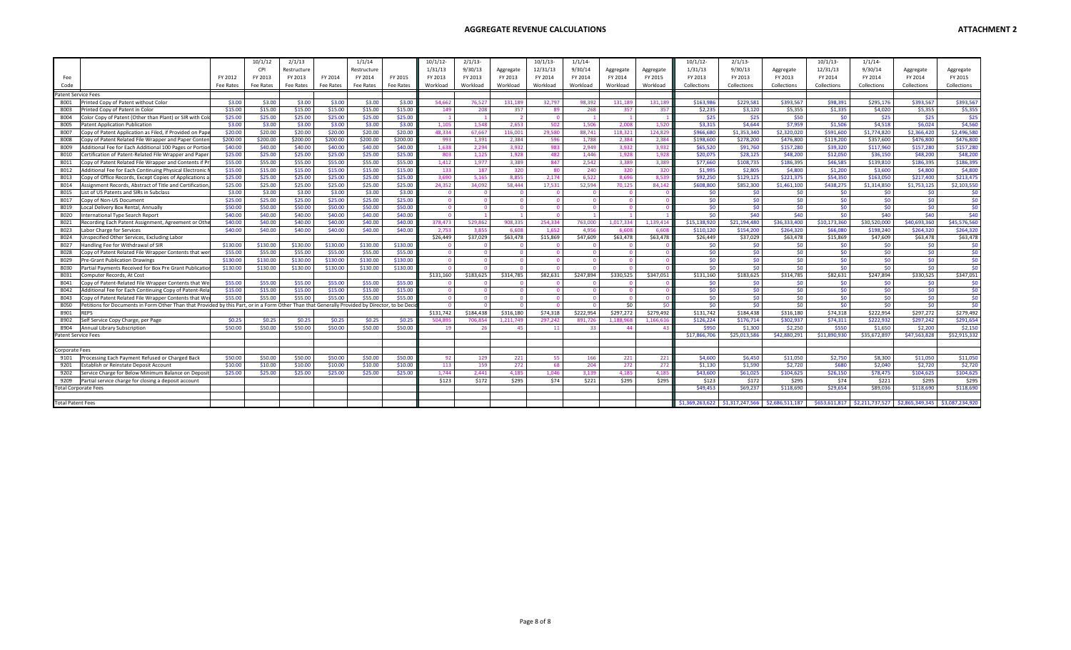# AGGREGATE REVENUE CALCULATIONS

**ATTACHMENT 2**

| Fee Code | | FY 2012 Fee Rates | 10/1/12 CPI FY 2013 Fee Rates | 2/1/13 Restructure FY 2013 Fee Rates | FY 2014 Fee Rates | 1/1/14 Restructure FY 2014 Fee Rates | FY 2015 Fee Rates | 10/1/12-1/31/13 FY 2013 Workload | 2/1/13-9/30/13 FY 2013 Workload | Aggregate FY 2013 Workload | 10/1/13-12/31/13 FY 2014 Workload | 1/1/14-9/30/14 FY 2014 Workload | Aggregate FY 2014 Workload | Aggregate FY 2015 Workload | 10/1/12-1/31/13 FY 2013 Collections | 2/1/13-9/30/13 FY 2013 Collections | Aggregate FY 2013 Collections | 10/1/13-12/31/13 FY 2014 Collections | 1/1/14-9/30/14 FY 2014 Collections | Aggregate FY 2014 Collections | Aggregate FY 2015 Collections |
|---|---|---|---|---|---|---|---|---|---|---|---|---|---|---|---|---|---|---|---|---|---|
| Patent Service Fees | | | | | | | | | | | | | | | | | | | | | |
| 8001 | Printed Copy of Patent without Color | $3.00 | $3.00 | $3.00 | $3.00 | $3.00 | $3.00 | 54,662 | 76,527 | 131,189 | 32,797 | 98,392 | 131,189 | 131,189 | $163,986 | $229,581 | $393,567 | $98,391 | $295,176 | $393,567 | $393,567 |
| 8003 | Printed Copy of Patent in Color | $15.00 | $15.00 | $15.00 | $15.00 | $15.00 | $15.00 | 149 | 208 | 357 | 89 | 268 | 357 | 357 | $2,235 | $3,120 | $5,355 | $1,335 | $4,020 | $5,355 | $5,355 |
| 8004 | Color Copy of Patent (Other than Plant) or SIR with Col | $25.00 | $25.00 | $25.00 | $25.00 | $25.00 | $25.00 | 1 | 1 | 2 | 0 | 1 | 1 | 1 | $25 | $25 | $50 | $0 | $25 | $25 | $25 |
| 8005 | Patent Application Publication | $3.00 | $3.00 | $3.00 | $3.00 | $3.00 | $3.00 | 1,105 | 1,548 | 2,653 | 502 | 1,506 | 2,008 | 1,520 | $3,315 | $4,644 | $7,959 | $1,506 | $4,518 | $6,024 | $4,560 |
| 8007 | Copy of Patent Application as Filed, if Provided on Pape | $20.00 | $20.00 | $20.00 | $20.00 | $20.00 | $20.00 | 48,334 | 67,667 | 116,001 | 29,580 | 88,741 | 118,321 | 124,829 | $966,680 | $1,353,340 | $2,320,020 | $591,600 | $1,774,820 | $2,366,420 | $2,496,580 |
| 8008 | Copy of Patent Related File Wrapper and Paper Conten | $200.00 | $200.00 | $200.00 | $200.00 | $200.00 | $200.00 | 993 | 1,391 | 2,384 | 596 | 1,788 | 2,384 | 2,384 | $198,600 | $278,200 | $476,800 | $119,200 | $357,600 | $476,800 | $476,800 |
| 8009 | Additional Fee for Each Additional 100 Pages or Portion | $40.00 | $40.00 | $40.00 | $40.00 | $40.00 | $40.00 | 1,638 | 2,294 | 3,932 | 983 | 2,949 | 3,932 | 3,932 | $65,520 | $91,760 | $157,280 | $39,320 | $117,960 | $157,280 | $157,280 |
| 8010 | Certification of Patent-Related File Wrapper and Paper | $25.00 | $25.00 | $25.00 | $25.00 | $25.00 | $25.00 | 803 | 1,125 | 1,928 | 482 | 1,446 | 1,928 | 1,928 | $20,075 | $28,125 | $48,200 | $12,050 | $36,150 | $48,200 | $48,200 |
| 8011 | Copy of Patent Related File Wrapper and Contents if Pr | $55.00 | $55.00 | $55.00 | $55.00 | $55.00 | $55.00 | 1,412 | 1,977 | 3,389 | 847 | 2,542 | 3,389 | 3,389 | $77,660 | $108,735 | $186,395 | $46,585 | $139,810 | $186,395 | $186,395 |
| 8012 | Additional Fee for Each Continuing Physical Electronic M | $15.00 | $15.00 | $15.00 | $15.00 | $15.00 | $15.00 | 133 | 187 | 320 | 80 | 240 | 320 | 320 | $1,995 | $2,805 | $4,800 | $1,200 | $3,600 | $4,800 | $4,800 |
| 8013 | Copy of Office Records, Except Copies of Applications a | $25.00 | $25.00 | $25.00 | $25.00 | $25.00 | $25.00 | 3,690 | 5,165 | 8,855 | 2,174 | 6,522 | 8,696 | 8,539 | $92,250 | $129,125 | $221,375 | $54,350 | $163,050 | $217,400 | $213,475 |
| 8014 | Assignment Records, Abstract of Title and Certification, | $25.00 | $25.00 | $25.00 | $25.00 | $25.00 | $25.00 | 24,352 | 34,092 | 58,444 | 17,531 | 52,594 | 70,125 | 84,142 | $608,800 | $852,300 | $1,461,100 | $438,275 | $1,314,850 | $1,753,125 | $2,103,550 |
| 8015 | List of US Patents and SIRs in Subclass | $3.00 | $3.00 | $3.00 | $3.00 | $3.00 | $3.00 | 0 | 0 | 0 | 0 | 0 | 0 | 0 | $0 | $0 | $0 | $0 | $0 | $0 | $0 |
| 8017 | Copy of Non-US Document | $25.00 | $25.00 | $25.00 | $25.00 | $25.00 | $25.00 | 0 | 0 | 0 | 0 | 0 | 0 | 0 | $0 | $0 | $0 | $0 | $0 | $0 | $0 |
| 8019 | Local Delivery Box Rental, Annually | $50.00 | $50.00 | $50.00 | $50.00 | $50.00 | $50.00 | 0 | 0 | 0 | 0 | 0 | 0 | 0 | $0 | $0 | $0 | $0 | $0 | $0 | $0 |
| 8020 | International Type Search Report | $40.00 | $40.00 | $40.00 | $40.00 | $40.00 | $40.00 | 0 | 1 | 1 | 0 | 1 | 1 | 1 | $0 | $40 | $40 | $0 | $40 | $40 | $40 |
| 8021 | Recording Each Patent Assignment, Agreement or Othe | $40.00 | $40.00 | $40.00 | $40.00 | $40.00 | $40.00 | 378,473 | 529,862 | 908,335 | 254,334 | 763,000 | 1,017,334 | 1,139,414 | $15,138,920 | $21,194,480 | $36,333,400 | $10,173,360 | $30,520,000 | $40,693,360 | $45,576,560 |
| 8023 | Labor Charge for Services | $40.00 | $40.00 | $40.00 | $40.00 | $40.00 | $40.00 | 2,753 | 3,855 | 6,608 | 1,652 | 4,956 | 6,608 | 6,608 | $110,120 | $154,200 | $264,320 | $66,080 | $198,240 | $264,320 | $264,320 |
| 8024 | Unspecified Other Services, Excluding Labor | | | | | | | $26,449 | $37,029 | $63,478 | $15,869 | $47,609 | $63,478 | $63,478 | $26,449 | $37,029 | $63,478 | $15,869 | $47,609 | $63,478 | $63,478 |
| 8027 | Handling Fee for Withdrawal of SIR | $130.00 | $130.00 | $130.00 | $130.00 | $130.00 | $130.00 | 0 | 0 | 0 | 0 | 0 | 0 | 0 | $0 | $0 | $0 | $0 | $0 | $0 | $0 |
| 8028 | Copy of Patent Related File Wrapper Contents that wer | $55.00 | $55.00 | $55.00 | $55.00 | $55.00 | $55.00 | 0 | 0 | 0 | 0 | 0 | 0 | 0 | $0 | $0 | $0 | $0 | $0 | $0 | $0 |
| 8029 | Pre-Grant Publication Drawings | $130.00 | $130.00 | $130.00 | $130.00 | $130.00 | $130.00 | 0 | 0 | 0 | 0 | 0 | 0 | 0 | $0 | $0 | $0 | $0 | $0 | $0 | $0 |
| 8030 | Partial Payments Received for Box Pre Grant Publicatio | $130.00 | $130.00 | $130.00 | $130.00 | $130.00 | $130.00 | 0 | 0 | 0 | 0 | 0 | 0 | 0 | $0 | $0 | $0 | $0 | $0 | $0 | $0 |
| 8031 | Computer Records, At Cost | | | | | | | $131,160 | $183,625 | $314,785 | $82,631 | $247,894 | $330,525 | $347,051 | $131,160 | $183,625 | $314,785 | $82,631 | $247,894 | $330,525 | $347,051 |
| 8041 | Copy of Patent-Related File Wrapper Contents that We | $55.00 | $55.00 | $55.00 | $55.00 | $55.00 | $55.00 | 0 | 0 | 0 | 0 | 0 | 0 | 0 | $0 | $0 | $0 | $0 | $0 | $0 | $0 |
| 8042 | Additional Fee for Each Continuing Copy of Patent-Rela | $15.00 | $15.00 | $15.00 | $15.00 | $15.00 | $15.00 | 0 | 0 | 0 | 0 | 0 | 0 | 0 | $0 | $0 | $0 | $0 | $0 | $0 | $0 |
| 8043 | Copy of Patent Related File Wrapper Contents that We | $55.00 | $55.00 | $55.00 | $55.00 | $55.00 | $55.00 | 0 | 0 | 0 | 0 | 0 | 0 | 0 | $0 | $0 | $0 | $0 | $0 | $0 | $0 |
| 8050 | Petitions for Documents in Form Other Than that Provided by this Part, or in a Form Other Than that Generally Provided by Director, to be Decid | | | | | | | 0 | 0 | 0 | 0 | 0 | $0 | $0 | $0 | $0 | $0 | $0 | $0 | $0 | $0 |
| 8901 | REPS | | | | | | | $131,742 | $184,438 | $316,180 | $74,318 | $222,954 | $297,272 | $279,492 | $131,742 | $184,438 | $316,180 | $74,318 | $222,954 | $297,272 | $279,492 |
| 8902 | Self Service Copy Charge, per Page | $0.25 | $0.25 | $0.25 | $0.25 | $0.25 | $0.25 | 504,895 | 706,854 | 1,211,749 | 297,242 | 891,726 | 1,188,968 | 1,166,616 | $126,224 | $176,714 | $302,937 | $74,311 | $222,932 | $297,242 | $291,654 |
| 8904 | Annual Library Subscription | $50.00 | $50.00 | $50.00 | $50.00 | $50.00 | $50.00 | 19 | 26 | 45 | 11 | 33 | 44 | 43 | $950 | $1,300 | $2,250 | $550 | $1,650 | $2,200 | $2,150 |
| Patent Service Fees | | | | | | | | | | | | | | | $17,866,706 | $25,013,586 | $42,880,291 | $11,890,930 | $35,672,897 | $47,563,828 | $52,915,332 |
| Corporate Fees | | | | | | | | | | | | | | | | | | | | | |
| 9101 | Processing Each Payment Refused or Charged Back | $50.00 | $50.00 | $50.00 | $50.00 | $50.00 | $50.00 | 92 | 129 | 221 | 55 | 166 | 221 | 221 | $4,600 | $6,450 | $11,050 | $2,750 | $8,300 | $11,050 | $11,050 |
| 9201 | Establish or Reinstate Deposit Account | $10.00 | $10.00 | $10.00 | $10.00 | $10.00 | $10.00 | 113 | 159 | 272 | 68 | 204 | 272 | 272 | $1,130 | $1,590 | $2,720 | $680 | $2,040 | $2,720 | $2,720 |
| 9202 | Service Charge for Below Minimum Balance on Deposit | $25.00 | $25.00 | $25.00 | $25.00 | $25.00 | $25.00 | 1,744 | 2,441 | 4,185 | 1,046 | 3,139 | 4,185 | 4,185 | $43,600 | $61,025 | $104,625 | $26,150 | $78,475 | $104,625 | $104,625 |
| 9209 | Partial service charge for closing a deposit account | | | | | | | $123 | $172 | $295 | $74 | $221 | $295 | $295 | $123 | $172 | $295 | $74 | $221 | $295 | $295 |
| Total Corporate Fees | | | | | | | | | | | | | | | $49,453 | $69,237 | $118,690 | $29,654 | $89,036 | $118,690 | $118,690 |
| Total Patent Fees | | | | | | | | | | | | | | | $1,369,263,622 | $1,317,247,566 | $2,686,511,187 | $653,611,817 | $2,211,737,527 | $2,865,349,345 | $3,087,234,920 |